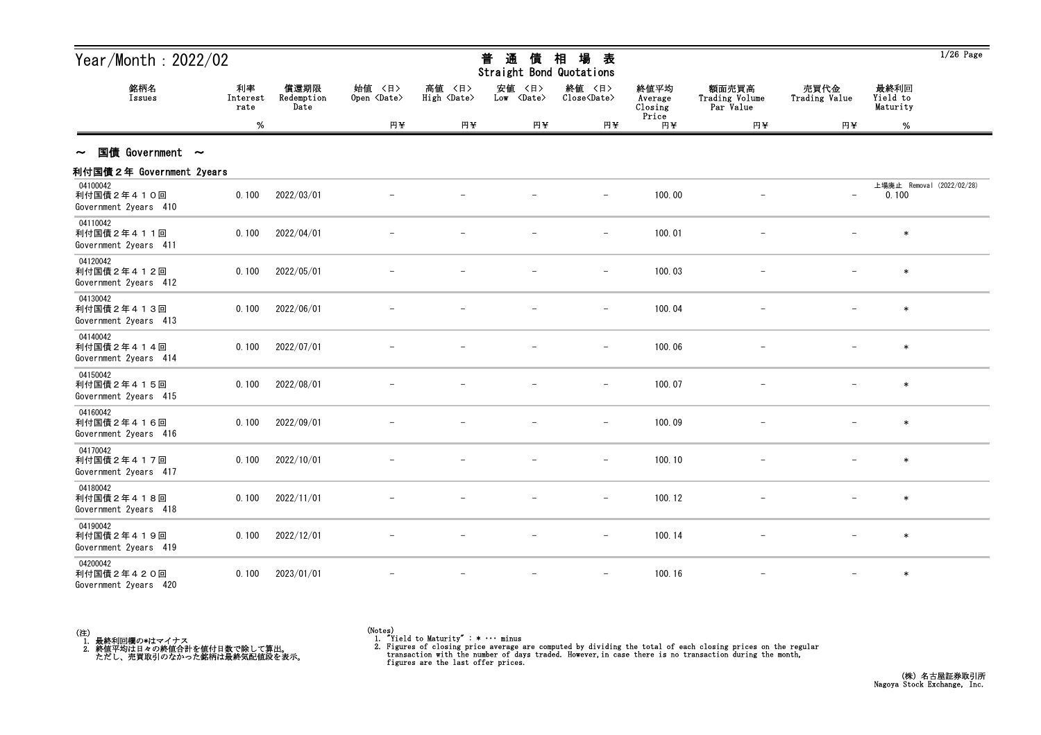# Year/Month : 2022/02

## 普通債相場表 Straight Bond Quotations

| 銘柄名 Issues | 利率 Interest rate | 償還期限 Redemption Date | 始値 <日> Open <Date> | 高値 <日> High <Date> | 安値 <日> Low <Date> | 終値 <日> Close<Date> | 終値平均 Average Closing Price | 額面売買高 Trading Volume Par Value | 売買代金 Trading Value | 最終利回 Yield to Maturity |
|---|---|---|---|---|---|---|---|---|---|---|
| | % | | 円¥ | 円¥ | 円¥ | 円¥ | 円¥ | 円¥ | 円¥ | % |

### ～ 国債 Government ～

#### 利付国債２年 Government 2years

| 銘柄名 Issues | 利率 Interest rate | 償還期限 Redemption Date | 始値 <日> Open <Date> | 高値 <日> High <Date> | 安値 <日> Low <Date> | 終値 <日> Close<Date> | 終値平均 Average Closing Price | 額面売買高 Trading Volume Par Value | 売買代金 Trading Value | 最終利回 Yield to Maturity |
|---|---|---|---|---|---|---|---|---|---|---|
| 04100042 利付国債２年４１０回 Government 2years 410 | 0.100 | 2022/03/01 | － | － | － | － | 100.00 | － | － | 上場廃止 Removal (2022/02/28) 0.100 |
| 04110042 利付国債２年４１１回 Government 2years 411 | 0.100 | 2022/04/01 | － | － | － | － | 100.01 | － | － | * |
| 04120042 利付国債２年４１２回 Government 2years 412 | 0.100 | 2022/05/01 | － | － | － | － | 100.03 | － | － | * |
| 04130042 利付国債２年４１３回 Government 2years 413 | 0.100 | 2022/06/01 | － | － | － | － | 100.04 | － | － | * |
| 04140042 利付国債２年４１４回 Government 2years 414 | 0.100 | 2022/07/01 | － | － | － | － | 100.06 | － | － | * |
| 04150042 利付国債２年４１５回 Government 2years 415 | 0.100 | 2022/08/01 | － | － | － | － | 100.07 | － | － | * |
| 04160042 利付国債２年４１６回 Government 2years 416 | 0.100 | 2022/09/01 | － | － | － | － | 100.09 | － | － | * |
| 04170042 利付国債２年４１７回 Government 2years 417 | 0.100 | 2022/10/01 | － | － | － | － | 100.10 | － | － | * |
| 04180042 利付国債２年４１８回 Government 2years 418 | 0.100 | 2022/11/01 | － | － | － | － | 100.12 | － | － | * |
| 04190042 利付国債２年４１９回 Government 2years 419 | 0.100 | 2022/12/01 | － | － | － | － | 100.14 | － | － | * |
| 04200042 利付国債２年４２０回 Government 2years 420 | 0.100 | 2023/01/01 | － | － | － | － | 100.16 | － | － | * |

(注)
1. 最終利回欄の*はマイナス
2. 終値平均は日々の終値合計を値付日数で除して算出。
   ただし、売買取引のなかった銘柄は最終気配値段を表示。

(Notes)
1. "Yield to Maturity" : * ･･･ minus
2. Figures of closing price average are computed by dividing the total of each closing prices on the regular transaction with the number of days traded. However,in case there is no transaction during the month, figures are the last offer prices.

(株) 名古屋証券取引所
Nagoya Stock Exchange, Inc.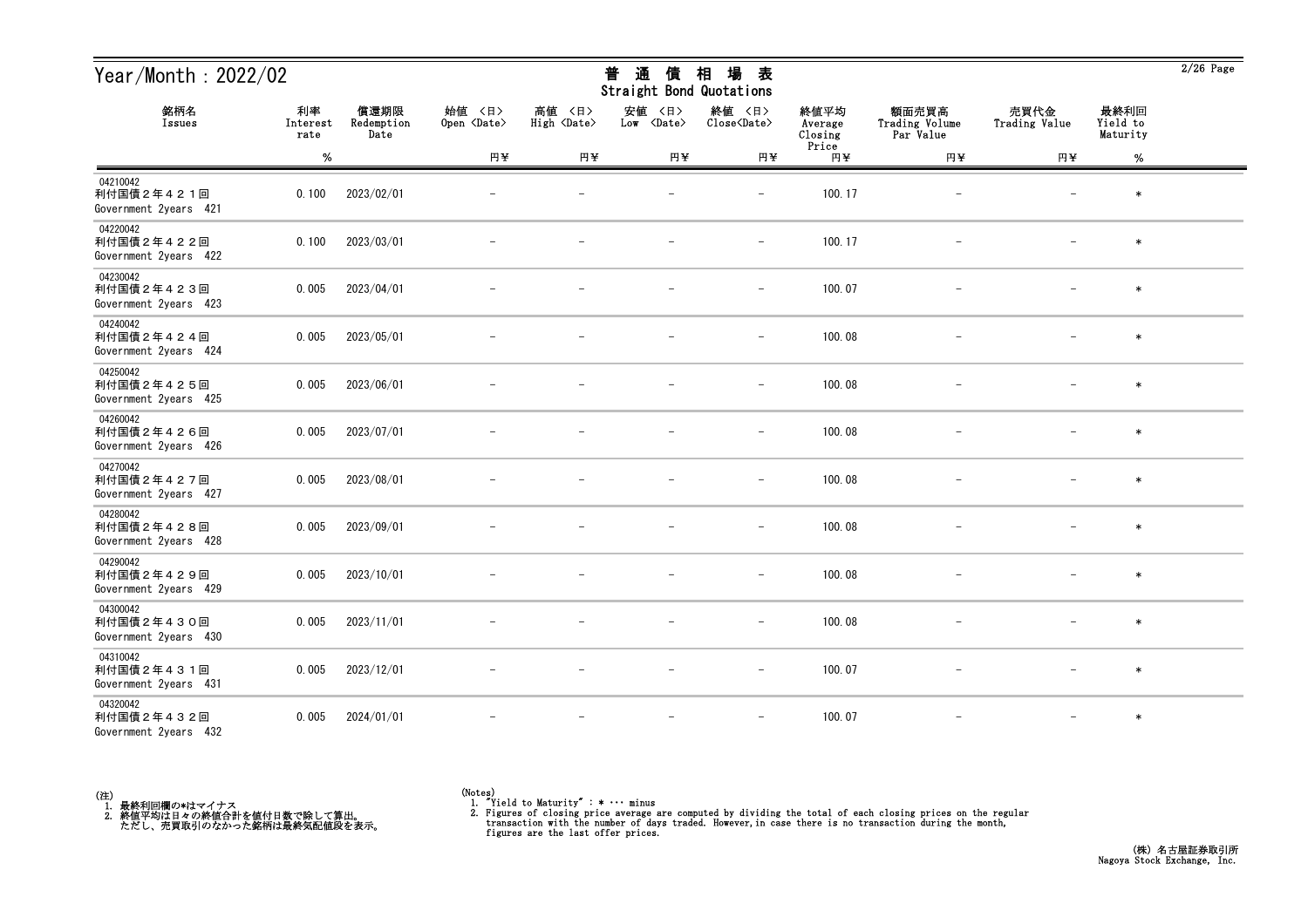# Year/Month：2022/02

## 普 通 債 相 場 表
## Straight Bond Quotations

| 銘柄名 Issues | 利率 Interest rate % | 償還期限 Redemption Date | 始値 〈日〉 Open 〈Date〉 円¥ | 高値 〈日〉 High 〈Date〉 円¥ | 安値 〈日〉 Low 〈Date〉 円¥ | 終値 〈日〉 Close〈Date〉 円¥ | 終値平均 Average Closing Price 円¥ | 額面売買高 Trading Volume Par Value 円¥ | 売買代金 Trading Value 円¥ | 最終利回 Yield to Maturity % |
|---|---|---|---|---|---|---|---|---|---|---|
| 04210042 利付国債２年４２１回 Government 2years 421 | 0.100 | 2023/02/01 | − | − | − | − | 100.17 | − | − | * |
| 04220042 利付国債２年４２２回 Government 2years 422 | 0.100 | 2023/03/01 | − | − | − | − | 100.17 | − | − | * |
| 04230042 利付国債２年４２３回 Government 2years 423 | 0.005 | 2023/04/01 | − | − | − | − | 100.07 | − | − | * |
| 04240042 利付国債２年４２４回 Government 2years 424 | 0.005 | 2023/05/01 | − | − | − | − | 100.08 | − | − | * |
| 04250042 利付国債２年４２５回 Government 2years 425 | 0.005 | 2023/06/01 | − | − | − | − | 100.08 | − | − | * |
| 04260042 利付国債２年４２６回 Government 2years 426 | 0.005 | 2023/07/01 | − | − | − | − | 100.08 | − | − | * |
| 04270042 利付国債２年４２７回 Government 2years 427 | 0.005 | 2023/08/01 | − | − | − | − | 100.08 | − | − | * |
| 04280042 利付国債２年４２８回 Government 2years 428 | 0.005 | 2023/09/01 | − | − | − | − | 100.08 | − | − | * |
| 04290042 利付国債２年４２９回 Government 2years 429 | 0.005 | 2023/10/01 | − | − | − | − | 100.08 | − | − | * |
| 04300042 利付国債２年４３０回 Government 2years 430 | 0.005 | 2023/11/01 | − | − | − | − | 100.08 | − | − | * |
| 04310042 利付国債２年４３１回 Government 2years 431 | 0.005 | 2023/12/01 | − | − | − | − | 100.07 | − | − | * |
| 04320042 利付国債２年４３２回 Government 2years 432 | 0.005 | 2024/01/01 | − | − | − | − | 100.07 | − | − | * |

(注)
1. 最終利回欄の*はマイナス
2. 終値平均は日々の終値合計を値付日数で除して算出。
   ただし、売買取引のなかった銘柄は最終気配値段を表示。

(Notes)
1. "Yield to Maturity" : * ・・・ minus
2. Figures of closing price average are computed by dividing the total of each closing prices on the regular transaction with the number of days traded. However,in case there is no transaction during the month, figures are the last offer prices.

(株) 名古屋証券取引所
Nagoya Stock Exchange, Inc.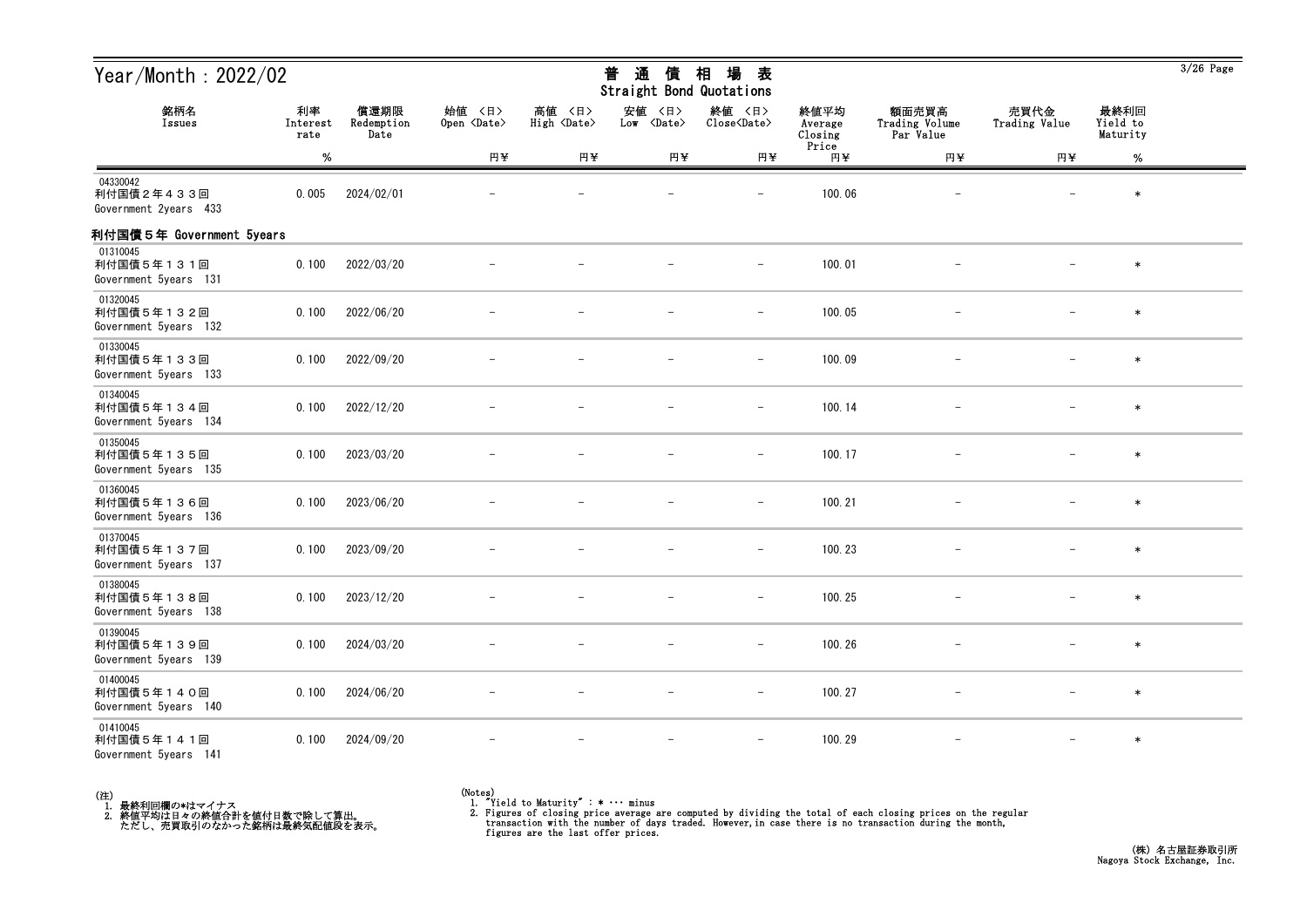# Year/Month：2022/02

## 普 通 債 相 場 表
Straight Bond Quotations

| 銘柄名 Issues | 利率 Interest rate % | 償還期限 Redemption Date | 始値 〈日〉 Open 〈Date〉 円¥ | 高値 〈日〉 High 〈Date〉 円¥ | 安値 〈日〉 Low 〈Date〉 円¥ | 終値 〈日〉 Close〈Date〉 円¥ | 終値平均 Average Closing Price 円¥ | 額面売買高 Trading Volume Par Value 円¥ | 売買代金 Trading Value 円¥ | 最終利回 Yield to Maturity % |
|---|---|---|---|---|---|---|---|---|---|---|
| 04330042 利付国債２年４３３回 Government 2years 433 | 0.005 | 2024/02/01 | － | － | － | － | 100.06 | － | － | * |
| **利付国債５年 Government 5years** | | | | | | | | | | |
| 01310045 利付国債５年１３１回 Government 5years 131 | 0.100 | 2022/03/20 | － | － | － | － | 100.01 | － | － | * |
| 01320045 利付国債５年１３２回 Government 5years 132 | 0.100 | 2022/06/20 | － | － | － | － | 100.05 | － | － | * |
| 01330045 利付国債５年１３３回 Government 5years 133 | 0.100 | 2022/09/20 | － | － | － | － | 100.09 | － | － | * |
| 01340045 利付国債５年１３４回 Government 5years 134 | 0.100 | 2022/12/20 | － | － | － | － | 100.14 | － | － | * |
| 01350045 利付国債５年１３５回 Government 5years 135 | 0.100 | 2023/03/20 | － | － | － | － | 100.17 | － | － | * |
| 01360045 利付国債５年１３６回 Government 5years 136 | 0.100 | 2023/06/20 | － | － | － | － | 100.21 | － | － | * |
| 01370045 利付国債５年１３７回 Government 5years 137 | 0.100 | 2023/09/20 | － | － | － | － | 100.23 | － | － | * |
| 01380045 利付国債５年１３８回 Government 5years 138 | 0.100 | 2023/12/20 | － | － | － | － | 100.25 | － | － | * |
| 01390045 利付国債５年１３９回 Government 5years 139 | 0.100 | 2024/03/20 | － | － | － | － | 100.26 | － | － | * |
| 01400045 利付国債５年１４０回 Government 5years 140 | 0.100 | 2024/06/20 | － | － | － | － | 100.27 | － | － | * |
| 01410045 利付国債５年１４１回 Government 5years 141 | 0.100 | 2024/09/20 | － | － | － | － | 100.29 | － | － | * |

(注)
1. 最終利回欄の*はマイナス
2. 終値平均は日々の終値合計を値付日数で除して算出。
   ただし、売買取引のなかった銘柄は最終気配値段を表示。

(Notes)
1. "Yield to Maturity" : * ･･･ minus
2. Figures of closing price average are computed by dividing the total of each closing prices on the regular transaction with the number of days traded. However,in case there is no transaction during the month, figures are the last offer prices.

(株) 名古屋証券取引所
Nagoya Stock Exchange, Inc.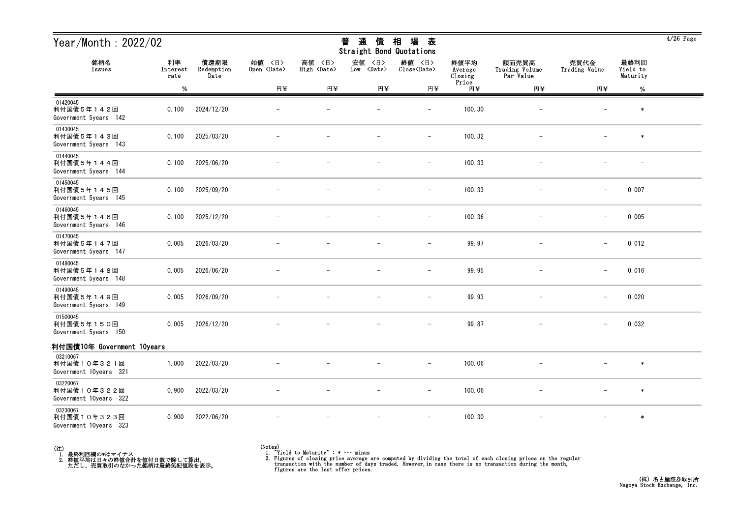# Year/Month：2022/02

## 普 通 債 相 場 表
Straight Bond Quotations

| 銘柄名<br>Issues | 利率<br>Interest rate | 償還期限<br>Redemption Date | 始値 〈日〉<br>Open 〈Date〉 | 高値 〈日〉<br>High 〈Date〉 | 安値 〈日〉<br>Low 〈Date〉 | 終値 〈日〉<br>Close〈Date〉 | 終値平均<br>Average Closing Price | 額面売買高<br>Trading Volume Par Value | 売買代金<br>Trading Value | 最終利回<br>Yield to Maturity |
|---|---|---|---|---|---|---|---|---|---|---|
| | % | | 円¥ | 円¥ | 円¥ | 円¥ | 円¥ | 円¥ | 円¥ | % |
| 01420045<br>利付国債５年１４２回<br>Government 5years 142 | 0.100 | 2024/12/20 | − | − | − | − | 100.30 | − | − | * |
| 01430045<br>利付国債５年１４３回<br>Government 5years 143 | 0.100 | 2025/03/20 | − | − | − | − | 100.32 | − | − | * |
| 01440045<br>利付国債５年１４４回<br>Government 5years 144 | 0.100 | 2025/06/20 | − | − | − | − | 100.33 | − | − | − |
| 01450045<br>利付国債５年１４５回<br>Government 5years 145 | 0.100 | 2025/09/20 | − | − | − | − | 100.33 | − | − | 0.007 |
| 01460045<br>利付国債５年１４６回<br>Government 5years 146 | 0.100 | 2025/12/20 | − | − | − | − | 100.36 | − | − | 0.005 |
| 01470045<br>利付国債５年１４７回<br>Government 5years 147 | 0.005 | 2026/03/20 | − | − | − | − | 99.97 | − | − | 0.012 |
| 01480045<br>利付国債５年１４８回<br>Government 5years 148 | 0.005 | 2026/06/20 | − | − | − | − | 99.95 | − | − | 0.016 |
| 01490045<br>利付国債５年１４９回<br>Government 5years 149 | 0.005 | 2026/09/20 | − | − | − | − | 99.93 | − | − | 0.020 |
| 01500045<br>利付国債５年１５０回<br>Government 5years 150 | 0.005 | 2026/12/20 | − | − | − | − | 99.87 | − | − | 0.032 |
| **利付国債10年 Government 10years** | | | | | | | | | | |
| 03210067<br>利付国債１０年３２１回<br>Government 10years 321 | 1.000 | 2022/03/20 | − | − | − | − | 100.06 | − | − | * |
| 03220067<br>利付国債１０年３２２回<br>Government 10years 322 | 0.900 | 2022/03/20 | − | − | − | − | 100.06 | − | − | * |
| 03230067<br>利付国債１０年３２３回<br>Government 10years 323 | 0.900 | 2022/06/20 | − | − | − | − | 100.30 | − | − | * |

(注)
1. 最終利回欄の*はマイナス
2. 終値平均は日々の終値合計を値付日数で除して算出。
   ただし、売買取引のなかった銘柄は最終気配値段を表示。

(Notes)
1. "Yield to Maturity" : * ･･･ minus
2. Figures of closing price average are computed by dividing the total of each closing prices on the regular transaction with the number of days traded. However, in case there is no transaction during the month, figures are the last offer prices.

(株) 名古屋証券取引所
Nagoya Stock Exchange, Inc.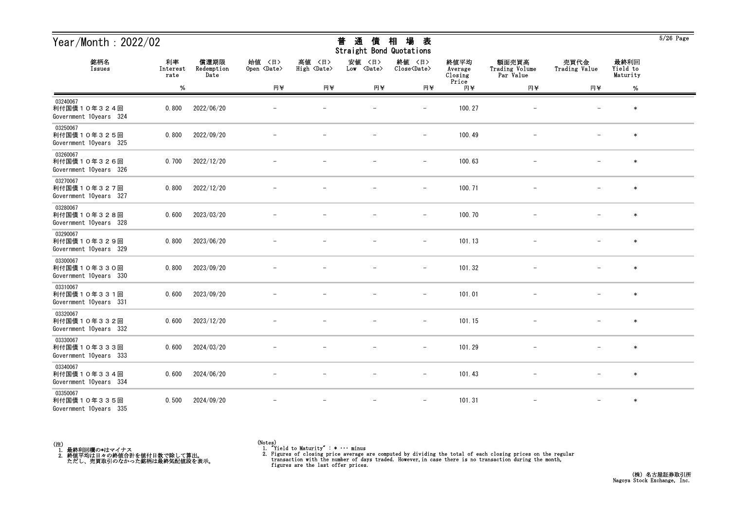# Year/Month：2022/02

## 普通債相場表
Straight Bond Quotations

| 銘柄名 Issues | 利率 Interest rate % | 償還期限 Redemption Date | 始値 〈日〉 Open 〈Date〉 円¥ | 高値 〈日〉 High 〈Date〉 円¥ | 安値 〈日〉 Low 〈Date〉 円¥ | 終値 〈日〉 Close〈Date〉 円¥ | 終値平均 Average Closing Price 円¥ | 額面売買高 Trading Volume Par Value 円¥ | 売買代金 Trading Value 円¥ | 最終利回 Yield to Maturity % |
|---|---|---|---|---|---|---|---|---|---|---|
| 03240067 利付国債１０年３２４回 Government 10years 324 | 0.800 | 2022/06/20 | − | − | − | − | 100.27 | − | − | * |
| 03250067 利付国債１０年３２５回 Government 10years 325 | 0.800 | 2022/09/20 | − | − | − | − | 100.49 | − | − | * |
| 03260067 利付国債１０年３２６回 Government 10years 326 | 0.700 | 2022/12/20 | − | − | − | − | 100.63 | − | − | * |
| 03270067 利付国債１０年３２７回 Government 10years 327 | 0.800 | 2022/12/20 | − | − | − | − | 100.71 | − | − | * |
| 03280067 利付国債１０年３２８回 Government 10years 328 | 0.600 | 2023/03/20 | − | − | − | − | 100.70 | − | − | * |
| 03290067 利付国債１０年３２９回 Government 10years 329 | 0.800 | 2023/06/20 | − | − | − | − | 101.13 | − | − | * |
| 03300067 利付国債１０年３３０回 Government 10years 330 | 0.800 | 2023/09/20 | − | − | − | − | 101.32 | − | − | * |
| 03310067 利付国債１０年３３１回 Government 10years 331 | 0.600 | 2023/09/20 | − | − | − | − | 101.01 | − | − | * |
| 03320067 利付国債１０年３３２回 Government 10years 332 | 0.600 | 2023/12/20 | − | − | − | − | 101.15 | − | − | * |
| 03330067 利付国債１０年３３３回 Government 10years 333 | 0.600 | 2024/03/20 | − | − | − | − | 101.29 | − | − | * |
| 03340067 利付国債１０年３３４回 Government 10years 334 | 0.600 | 2024/06/20 | − | − | − | − | 101.43 | − | − | * |
| 03350067 利付国債１０年３３５回 Government 10years 335 | 0.500 | 2024/09/20 | − | − | − | − | 101.31 | − | − | * |

(注)
1. 最終利回欄の*はマイナス
2. 終値平均は日々の終値合計を値付日数で除して算出。
ただし、売買取引のなかった銘柄は最終気配値段を表示。

(Notes)
1. "Yield to Maturity" : * ··· minus
2. Figures of closing price average are computed by dividing the total of each closing prices on the regular transaction with the number of days traded. However,in case there is no transaction during the month, figures are the last offer prices.

(株) 名古屋証券取引所
Nagoya Stock Exchange, Inc.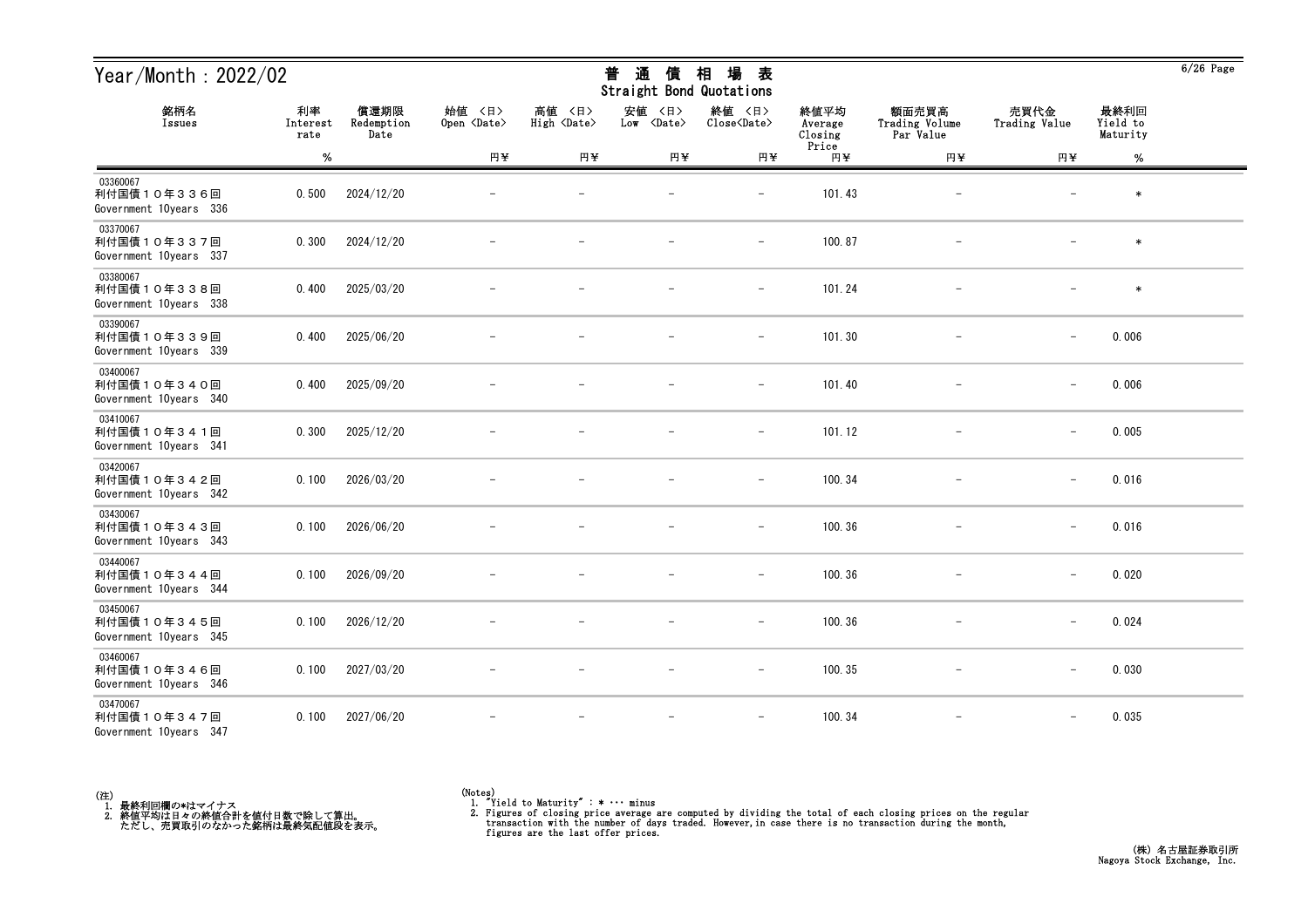# Year/Month : 2022/02

## 普 通 債 相 場 表
## Straight Bond Quotations

| 銘柄名<br>Issues | 利率<br>Interest rate<br>% | 償還期限<br>Redemption Date | 始値 <日><br>Open <Date><br>円¥ | 高値 <日><br>High <Date><br>円¥ | 安値 <日><br>Low <Date><br>円¥ | 終値 <日><br>Close<Date><br>円¥ | 終値平均<br>Average Closing Price<br>円¥ | 額面売買高<br>Trading Volume Par Value<br>円¥ | 売買代金<br>Trading Value<br>円¥ | 最終利回<br>Yield to Maturity<br>% |
|---|---|---|---|---|---|---|---|---|---|---|
| 03360067<br>利付国債１０年３３６回<br>Government 10years 336 | 0.500 | 2024/12/20 | － | － | － | － | 101.43 | － | － | * |
| 03370067<br>利付国債１０年３３７回<br>Government 10years 337 | 0.300 | 2024/12/20 | － | － | － | － | 100.87 | － | － | * |
| 03380067<br>利付国債１０年３３８回<br>Government 10years 338 | 0.400 | 2025/03/20 | － | － | － | － | 101.24 | － | － | * |
| 03390067<br>利付国債１０年３３９回<br>Government 10years 339 | 0.400 | 2025/06/20 | － | － | － | － | 101.30 | － | － | 0.006 |
| 03400067<br>利付国債１０年３４０回<br>Government 10years 340 | 0.400 | 2025/09/20 | － | － | － | － | 101.40 | － | － | 0.006 |
| 03410067<br>利付国債１０年３４１回<br>Government 10years 341 | 0.300 | 2025/12/20 | － | － | － | － | 101.12 | － | － | 0.005 |
| 03420067<br>利付国債１０年３４２回<br>Government 10years 342 | 0.100 | 2026/03/20 | － | － | － | － | 100.34 | － | － | 0.016 |
| 03430067<br>利付国債１０年３４３回<br>Government 10years 343 | 0.100 | 2026/06/20 | － | － | － | － | 100.36 | － | － | 0.016 |
| 03440067<br>利付国債１０年３４４回<br>Government 10years 344 | 0.100 | 2026/09/20 | － | － | － | － | 100.36 | － | － | 0.020 |
| 03450067<br>利付国債１０年３４５回<br>Government 10years 345 | 0.100 | 2026/12/20 | － | － | － | － | 100.36 | － | － | 0.024 |
| 03460067<br>利付国債１０年３４６回<br>Government 10years 346 | 0.100 | 2027/03/20 | － | － | － | － | 100.35 | － | － | 0.030 |
| 03470067<br>利付国債１０年３４７回<br>Government 10years 347 | 0.100 | 2027/06/20 | － | － | － | － | 100.34 | － | － | 0.035 |

(注)
1. 最終利回欄の*はマイナス
2. 終値平均は日々の終値合計を値付日数で除して算出。
   ただし、売買取引のなかった銘柄は最終気配値段を表示。

(Notes)
1. "Yield to Maturity" : * ･･･ minus
2. Figures of closing price average are computed by dividing the total of each closing prices on the regular transaction with the number of days traded. However,in case there is no transaction during the month, figures are the last offer prices.

(株) 名古屋証券取引所
Nagoya Stock Exchange, Inc.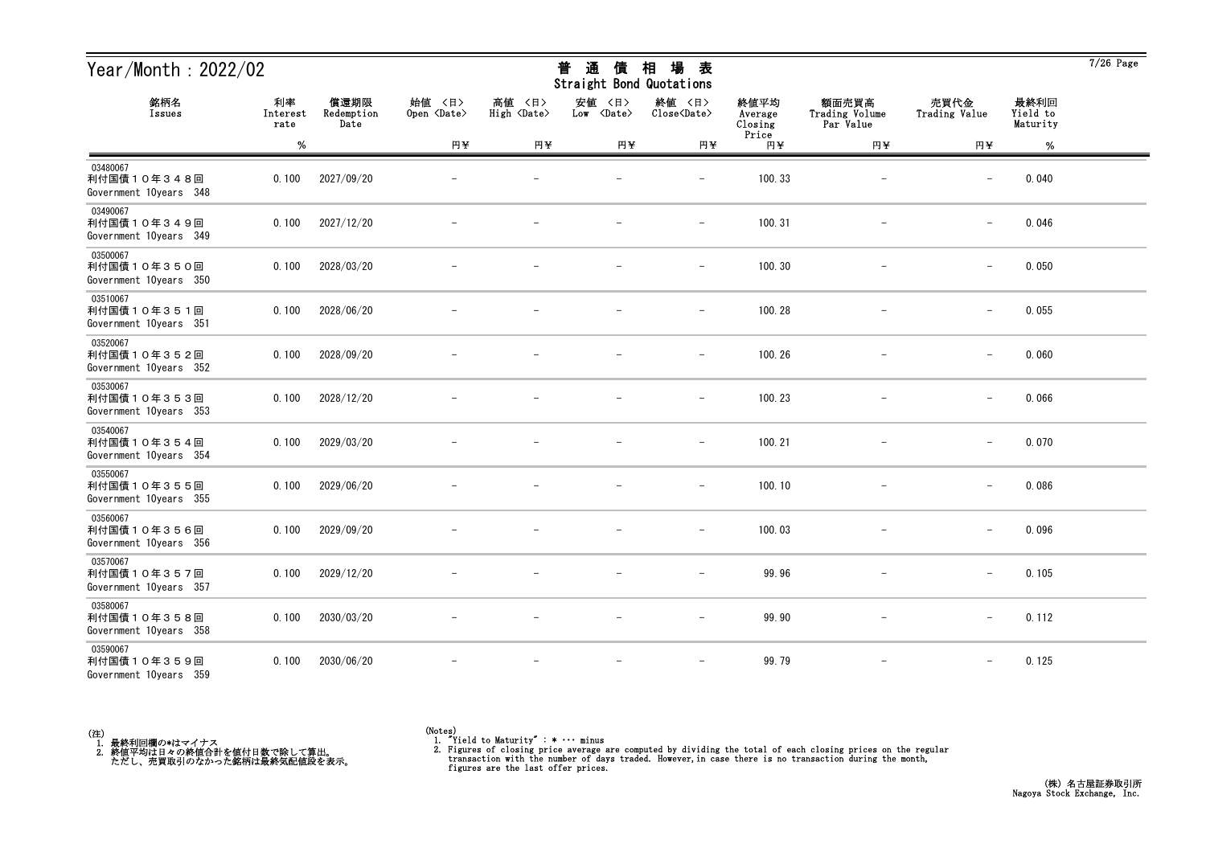# Year/Month : 2022/02

## 普 通 債 相 場 表
## Straight Bond Quotations

| 銘柄名<br>Issues | 利率<br>Interest rate | 償還期限<br>Redemption Date | 始値 <日><br>Open <Date> | 高値 <日><br>High <Date> | 安値 <日><br>Low <Date> | 終値 <日><br>Close<Date> | 終値平均<br>Average Closing Price | 額面売買高<br>Trading Volume Par Value | 売買代金<br>Trading Value | 最終利回<br>Yield to Maturity |
|---|---|---|---|---|---|---|---|---|---|---|
| | % | | 円¥ | 円¥ | 円¥ | 円¥ | 円¥ | 円¥ | 円¥ | % |
| 03480067<br>利付国債１０年３４８回<br>Government 10years 348 | 0.100 | 2027/09/20 | － | － | － | － | 100.33 | － | － | 0.040 |
| 03490067<br>利付国債１０年３４９回<br>Government 10years 349 | 0.100 | 2027/12/20 | － | － | － | － | 100.31 | － | － | 0.046 |
| 03500067<br>利付国債１０年３５０回<br>Government 10years 350 | 0.100 | 2028/03/20 | － | － | － | － | 100.30 | － | － | 0.050 |
| 03510067<br>利付国債１０年３５１回<br>Government 10years 351 | 0.100 | 2028/06/20 | － | － | － | － | 100.28 | － | － | 0.055 |
| 03520067<br>利付国債１０年３５２回<br>Government 10years 352 | 0.100 | 2028/09/20 | － | － | － | － | 100.26 | － | － | 0.060 |
| 03530067<br>利付国債１０年３５３回<br>Government 10years 353 | 0.100 | 2028/12/20 | － | － | － | － | 100.23 | － | － | 0.066 |
| 03540067<br>利付国債１０年３５４回<br>Government 10years 354 | 0.100 | 2029/03/20 | － | － | － | － | 100.21 | － | － | 0.070 |
| 03550067<br>利付国債１０年３５５回<br>Government 10years 355 | 0.100 | 2029/06/20 | － | － | － | － | 100.10 | － | － | 0.086 |
| 03560067<br>利付国債１０年３５６回<br>Government 10years 356 | 0.100 | 2029/09/20 | － | － | － | － | 100.03 | － | － | 0.096 |
| 03570067<br>利付国債１０年３５７回<br>Government 10years 357 | 0.100 | 2029/12/20 | － | － | － | － | 99.96 | － | － | 0.105 |
| 03580067<br>利付国債１０年３５８回<br>Government 10years 358 | 0.100 | 2030/03/20 | － | － | － | － | 99.90 | － | － | 0.112 |
| 03590067<br>利付国債１０年３５９回<br>Government 10years 359 | 0.100 | 2030/06/20 | － | － | － | － | 99.79 | － | － | 0.125 |

(注)
1. 最終利回欄の*はマイナス
2. 終値平均は日々の終値合計を値付日数で除して算出。
   ただし、売買取引のなかった銘柄は最終気配値段を表示。

(Notes)
1. "Yield to Maturity" : * ··· minus
2. Figures of closing price average are computed by dividing the total of each closing prices on the regular transaction with the number of days traded. However,in case there is no transaction during the month, figures are the last offer prices.

(株) 名古屋証券取引所
Nagoya Stock Exchange, Inc.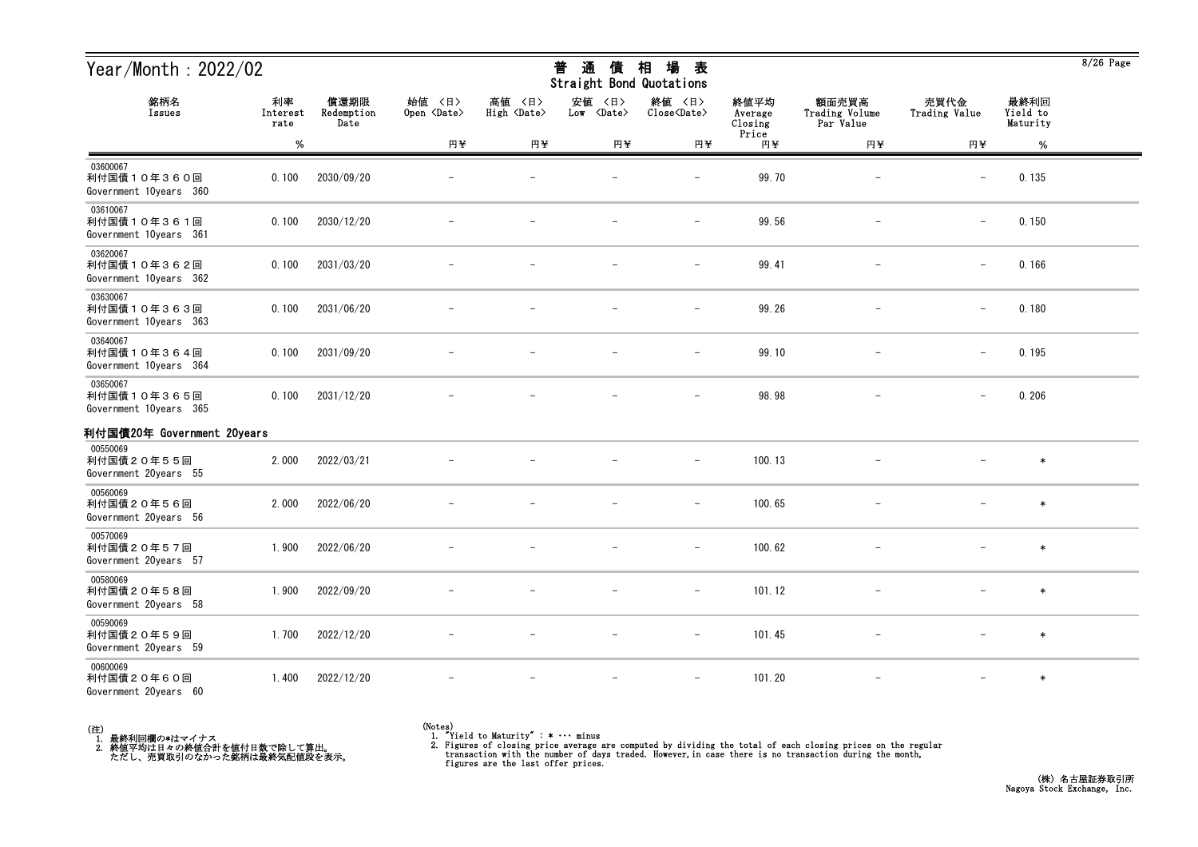# Year/Month : 2022/02

## 普 通 債 相 場 表
Straight Bond Quotations

| 銘柄名 Issues | 利率 Interest rate | 償還期限 Redemption Date | 始値 <日> Open <Date> | 高値 <日> High <Date> | 安値 <日> Low <Date> | 終値 <日> Close<Date> | 終値平均 Average Closing Price | 額面売買高 Trading Volume Par Value | 売買代金 Trading Value | 最終利回 Yield to Maturity |
|---|---|---|---|---|---|---|---|---|---|---|
| | % | | 円¥ | 円¥ | 円¥ | 円¥ | 円¥ | 円¥ | 円¥ | % |
| 03600067 利付国債１０年３６０回 Government 10years 360 | 0.100 | 2030/09/20 | － | － | － | － | 99.70 | － | － | 0.135 |
| 03610067 利付国債１０年３６１回 Government 10years 361 | 0.100 | 2030/12/20 | － | － | － | － | 99.56 | － | － | 0.150 |
| 03620067 利付国債１０年３６２回 Government 10years 362 | 0.100 | 2031/03/20 | － | － | － | － | 99.41 | － | － | 0.166 |
| 03630067 利付国債１０年３６３回 Government 10years 363 | 0.100 | 2031/06/20 | － | － | － | － | 99.26 | － | － | 0.180 |
| 03640067 利付国債１０年３６４回 Government 10years 364 | 0.100 | 2031/09/20 | － | － | － | － | 99.10 | － | － | 0.195 |
| 03650067 利付国債１０年３６５回 Government 10years 365 | 0.100 | 2031/12/20 | － | － | － | － | 98.98 | － | － | 0.206 |
| **利付国債20年 Government 20years** | | | | | | | | | | |
| 00550069 利付国債２０年５５回 Government 20years 55 | 2.000 | 2022/03/21 | － | － | － | － | 100.13 | － | － | * |
| 00560069 利付国債２０年５６回 Government 20years 56 | 2.000 | 2022/06/20 | － | － | － | － | 100.65 | － | － | * |
| 00570069 利付国債２０年５７回 Government 20years 57 | 1.900 | 2022/06/20 | － | － | － | － | 100.62 | － | － | * |
| 00580069 利付国債２０年５８回 Government 20years 58 | 1.900 | 2022/09/20 | － | － | － | － | 101.12 | － | － | * |
| 00590069 利付国債２０年５９回 Government 20years 59 | 1.700 | 2022/12/20 | － | － | － | － | 101.45 | － | － | * |
| 00600069 利付国債２０年６０回 Government 20years 60 | 1.400 | 2022/12/20 | － | － | － | － | 101.20 | － | － | * |

(注)
1. 最終利回欄の*はマイナス
2. 終値平均は日々の終値合計を値付日数で除して算出。
ただし、売買取引のなかった銘柄は最終気配値段を表示。

(Notes)
1. "Yield to Maturity" : * ・・・ minus
2. Figures of closing price average are computed by dividing the total of each closing prices on the regular transaction with the number of days traded. However,in case there is no transaction during the month, figures are the last offer prices.

(株) 名古屋証券取引所
Nagoya Stock Exchange, Inc.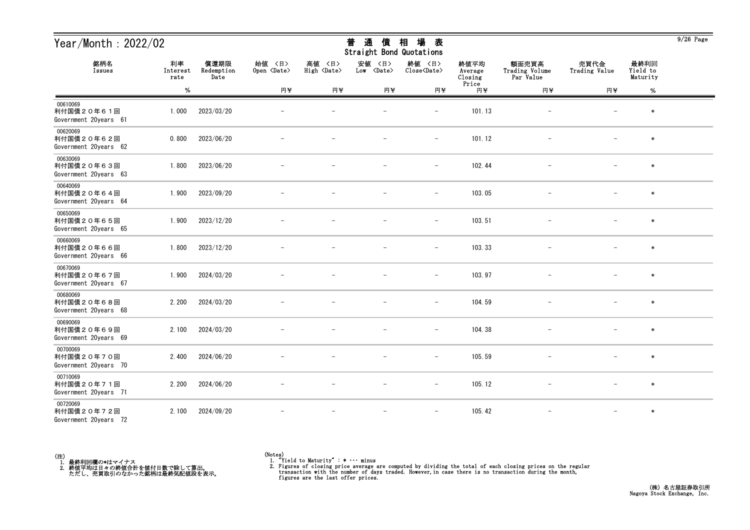# Year/Month : 2022/02

## 普 通 債 相 場 表
## Straight Bond Quotations

| 銘柄名 Issues | 利率 Interest rate % | 償還期限 Redemption Date | 始値 <日> Open <Date> 円¥ | 高値 <日> High <Date> 円¥ | 安値 <日> Low <Date> 円¥ | 終値 <日> Close<Date> 円¥ | 終値平均 Average Closing Price 円¥ | 額面売買高 Trading Volume Par Value 円¥ | 売買代金 Trading Value 円¥ | 最終利回 Yield to Maturity % |
|---|---|---|---|---|---|---|---|---|---|---|
| 00610069 利付国債２０年６１回 Government 20years 61 | 1.000 | 2023/03/20 | － | － | － | － | 101.13 | － | － | * |
| 00620069 利付国債２０年６２回 Government 20years 62 | 0.800 | 2023/06/20 | － | － | － | － | 101.12 | － | － | * |
| 00630069 利付国債２０年６３回 Government 20years 63 | 1.800 | 2023/06/20 | － | － | － | － | 102.44 | － | － | * |
| 00640069 利付国債２０年６４回 Government 20years 64 | 1.900 | 2023/09/20 | － | － | － | － | 103.05 | － | － | * |
| 00650069 利付国債２０年６５回 Government 20years 65 | 1.900 | 2023/12/20 | － | － | － | － | 103.51 | － | － | * |
| 00660069 利付国債２０年６６回 Government 20years 66 | 1.800 | 2023/12/20 | － | － | － | － | 103.33 | － | － | * |
| 00670069 利付国債２０年６７回 Government 20years 67 | 1.900 | 2024/03/20 | － | － | － | － | 103.97 | － | － | * |
| 00680069 利付国債２０年６８回 Government 20years 68 | 2.200 | 2024/03/20 | － | － | － | － | 104.59 | － | － | * |
| 00690069 利付国債２０年６９回 Government 20years 69 | 2.100 | 2024/03/20 | － | － | － | － | 104.38 | － | － | * |
| 00700069 利付国債２０年７０回 Government 20years 70 | 2.400 | 2024/06/20 | － | － | － | － | 105.59 | － | － | * |
| 00710069 利付国債２０年７１回 Government 20years 71 | 2.200 | 2024/06/20 | － | － | － | － | 105.12 | － | － | * |
| 00720069 利付国債２０年７２回 Government 20years 72 | 2.100 | 2024/09/20 | － | － | － | － | 105.42 | － | － | * |

(注)
1. 最終利回欄の*はマイナス
2. 終値平均は日々の終値合計を値付日数で除して算出。
   ただし、売買取引のなかった銘柄は最終気配値段を表示。

(Notes)
1. "Yield to Maturity" : * ･･･ minus
2. Figures of closing price average are computed by dividing the total of each closing prices on the regular transaction with the number of days traded. However,in case there is no transaction during the month, figures are the last offer prices.

(株) 名古屋証券取引所
Nagoya Stock Exchange, Inc.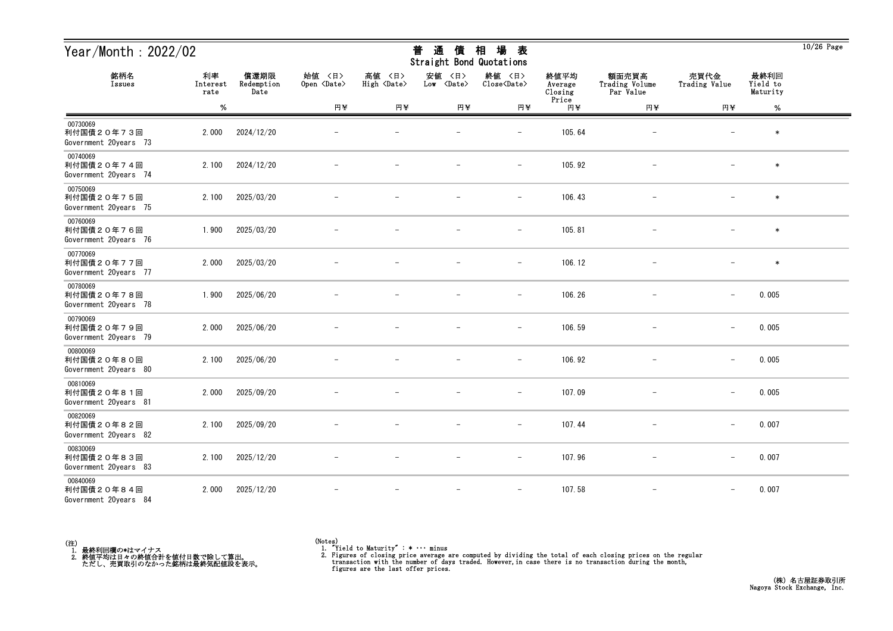# Year/Month : 2022/02

## 普 通 債 相 場 表
## Straight Bond Quotations

| 銘柄名 Issues | 利率 Interest rate | 償還期限 Redemption Date | 始値 <日> Open <Date> | 高値 <日> High <Date> | 安値 <日> Low <Date> | 終値 <日> Close<Date> | 終値平均 Average Closing Price | 額面売買高 Trading Volume Par Value | 売買代金 Trading Value | 最終利回 Yield to Maturity |
|---|---|---|---|---|---|---|---|---|---|---|
| | % | | 円¥ | 円¥ | 円¥ | 円¥ | 円¥ | 円¥ | 円¥ | % |
| 00730069 利付国債２０年７３回 Government 20years 73 | 2.000 | 2024/12/20 | － | － | － | － | 105.64 | － | － | * |
| 00740069 利付国債２０年７４回 Government 20years 74 | 2.100 | 2024/12/20 | － | － | － | － | 105.92 | － | － | * |
| 00750069 利付国債２０年７５回 Government 20years 75 | 2.100 | 2025/03/20 | － | － | － | － | 106.43 | － | － | * |
| 00760069 利付国債２０年７６回 Government 20years 76 | 1.900 | 2025/03/20 | － | － | － | － | 105.81 | － | － | * |
| 00770069 利付国債２０年７７回 Government 20years 77 | 2.000 | 2025/03/20 | － | － | － | － | 106.12 | － | － | * |
| 00780069 利付国債２０年７８回 Government 20years 78 | 1.900 | 2025/06/20 | － | － | － | － | 106.26 | － | － | 0.005 |
| 00790069 利付国債２０年７９回 Government 20years 79 | 2.000 | 2025/06/20 | － | － | － | － | 106.59 | － | － | 0.005 |
| 00800069 利付国債２０年８０回 Government 20years 80 | 2.100 | 2025/06/20 | － | － | － | － | 106.92 | － | － | 0.005 |
| 00810069 利付国債２０年８１回 Government 20years 81 | 2.000 | 2025/09/20 | － | － | － | － | 107.09 | － | － | 0.005 |
| 00820069 利付国債２０年８２回 Government 20years 82 | 2.100 | 2025/09/20 | － | － | － | － | 107.44 | － | － | 0.007 |
| 00830069 利付国債２０年８３回 Government 20years 83 | 2.100 | 2025/12/20 | － | － | － | － | 107.96 | － | － | 0.007 |
| 00840069 利付国債２０年８４回 Government 20years 84 | 2.000 | 2025/12/20 | － | － | － | － | 107.58 | － | － | 0.007 |

(注)
1. 最終利回欄の*はマイナス
2. 終値平均は日々の終値合計を値付日数で除して算出。
　ただし、売買取引のなかった銘柄は最終気配値段を表示。

(Notes)
1. "Yield to Maturity" : * ･･･ minus
2. Figures of closing price average are computed by dividing the total of each closing prices on the regular transaction with the number of days traded. However,in case there is no transaction during the month, figures are the last offer prices.

(株) 名古屋証券取引所
Nagoya Stock Exchange, Inc.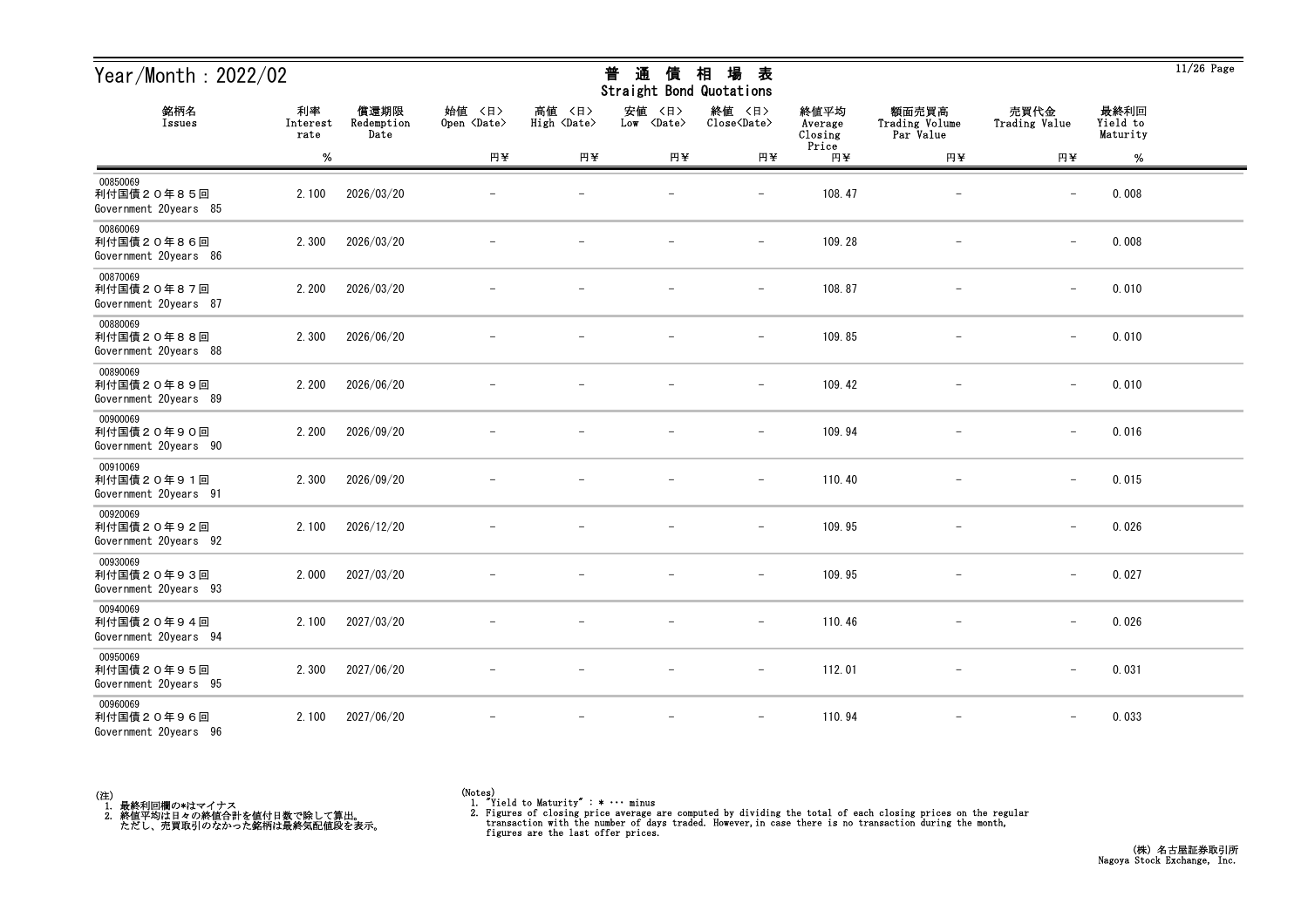# Year/Month : 2022/02

## 普 通 債 相 場 表
Straight Bond Quotations

| 銘柄名 Issues | 利率 Interest rate % | 償還期限 Redemption Date | 始値 <日> Open <Date> 円¥ | 高値 <日> High <Date> 円¥ | 安値 <日> Low <Date> 円¥ | 終値 <日> Close<Date> 円¥ | 終値平均 Average Closing Price 円¥ | 額面売買高 Trading Volume Par Value 円¥ | 売買代金 Trading Value 円¥ | 最終利回 Yield to Maturity % |
|---|---|---|---|---|---|---|---|---|---|---|
| 00850069 利付国債２０年８５回 Government 20years 85 | 2.100 | 2026/03/20 | － | － | － | － | 108.47 | － | － | 0.008 |
| 00860069 利付国債２０年８６回 Government 20years 86 | 2.300 | 2026/03/20 | － | － | － | － | 109.28 | － | － | 0.008 |
| 00870069 利付国債２０年８７回 Government 20years 87 | 2.200 | 2026/03/20 | － | － | － | － | 108.87 | － | － | 0.010 |
| 00880069 利付国債２０年８８回 Government 20years 88 | 2.300 | 2026/06/20 | － | － | － | － | 109.85 | － | － | 0.010 |
| 00890069 利付国債２０年８９回 Government 20years 89 | 2.200 | 2026/06/20 | － | － | － | － | 109.42 | － | － | 0.010 |
| 00900069 利付国債２０年９０回 Government 20years 90 | 2.200 | 2026/09/20 | － | － | － | － | 109.94 | － | － | 0.016 |
| 00910069 利付国債２０年９１回 Government 20years 91 | 2.300 | 2026/09/20 | － | － | － | － | 110.40 | － | － | 0.015 |
| 00920069 利付国債２０年９２回 Government 20years 92 | 2.100 | 2026/12/20 | － | － | － | － | 109.95 | － | － | 0.026 |
| 00930069 利付国債２０年９３回 Government 20years 93 | 2.000 | 2027/03/20 | － | － | － | － | 109.95 | － | － | 0.027 |
| 00940069 利付国債２０年９４回 Government 20years 94 | 2.100 | 2027/03/20 | － | － | － | － | 110.46 | － | － | 0.026 |
| 00950069 利付国債２０年９５回 Government 20years 95 | 2.300 | 2027/06/20 | － | － | － | － | 112.01 | － | － | 0.031 |
| 00960069 利付国債２０年９６回 Government 20years 96 | 2.100 | 2027/06/20 | － | － | － | － | 110.94 | － | － | 0.033 |

(注)
1. 最終利回欄の*はマイナス
2. 終値平均は日々の終値合計を値付日数で除して算出。
   ただし、売買取引のなかった銘柄は最終気配値段を表示。

(Notes)
1. "Yield to Maturity" : * ··· minus
2. Figures of closing price average are computed by dividing the total of each closing prices on the regular transaction with the number of days traded. However,in case there is no transaction during the month, figures are the last offer prices.

(株) 名古屋証券取引所
Nagoya Stock Exchange, Inc.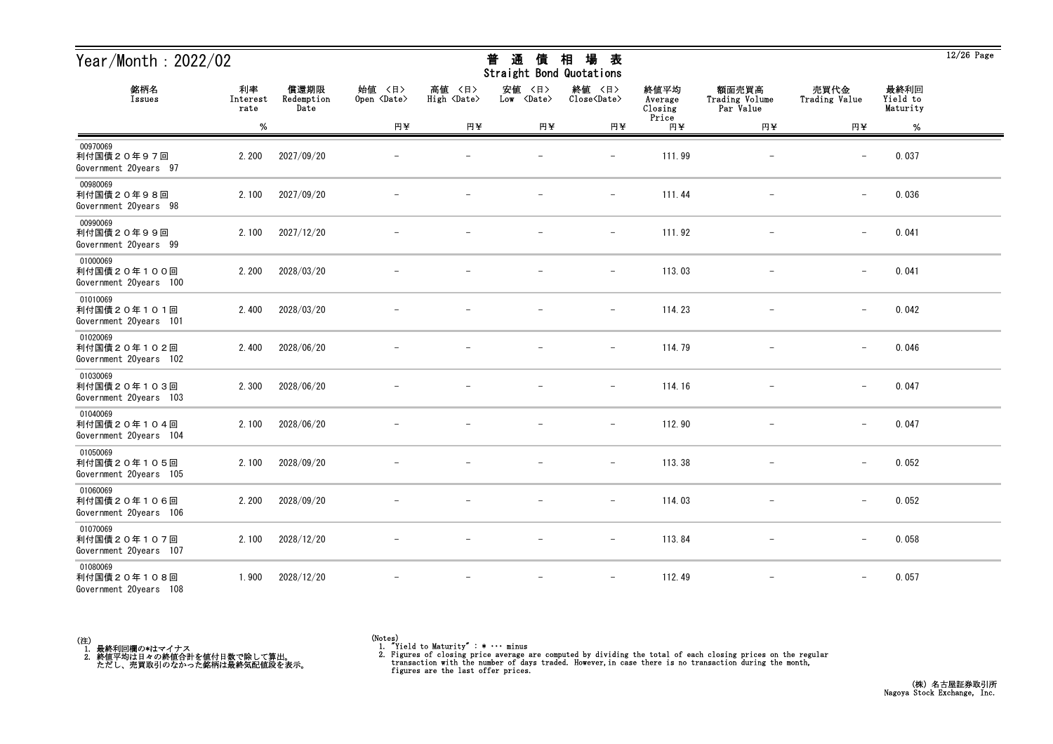# Year/Month：2022/02

## 普通債相場表
Straight Bond Quotations

| 銘柄名 Issues | 利率 Interest rate % | 償還期限 Redemption Date | 始値 〈日〉 Open 〈Date〉 円¥ | 高値 〈日〉 High 〈Date〉 円¥ | 安値 〈日〉 Low 〈Date〉 円¥ | 終値 〈日〉 Close〈Date〉 円¥ | 終値平均 Average Closing Price 円¥ | 額面売買高 Trading Volume Par Value 円¥ | 売買代金 Trading Value 円¥ | 最終利回 Yield to Maturity % |
|---|---|---|---|---|---|---|---|---|---|---|
| 00970069 利付国債２０年９７回 Government 20years 97 | 2.200 | 2027/09/20 | － | － | － | － | 111.99 | － | － | 0.037 |
| 00980069 利付国債２０年９８回 Government 20years 98 | 2.100 | 2027/09/20 | － | － | － | － | 111.44 | － | － | 0.036 |
| 00990069 利付国債２０年９９回 Government 20years 99 | 2.100 | 2027/12/20 | － | － | － | － | 111.92 | － | － | 0.041 |
| 01000069 利付国債２０年１００回 Government 20years 100 | 2.200 | 2028/03/20 | － | － | － | － | 113.03 | － | － | 0.041 |
| 01010069 利付国債２０年１０１回 Government 20years 101 | 2.400 | 2028/03/20 | － | － | － | － | 114.23 | － | － | 0.042 |
| 01020069 利付国債２０年１０２回 Government 20years 102 | 2.400 | 2028/06/20 | － | － | － | － | 114.79 | － | － | 0.046 |
| 01030069 利付国債２０年１０３回 Government 20years 103 | 2.300 | 2028/06/20 | － | － | － | － | 114.16 | － | － | 0.047 |
| 01040069 利付国債２０年１０４回 Government 20years 104 | 2.100 | 2028/06/20 | － | － | － | － | 112.90 | － | － | 0.047 |
| 01050069 利付国債２０年１０５回 Government 20years 105 | 2.100 | 2028/09/20 | － | － | － | － | 113.38 | － | － | 0.052 |
| 01060069 利付国債２０年１０６回 Government 20years 106 | 2.200 | 2028/09/20 | － | － | － | － | 114.03 | － | － | 0.052 |
| 01070069 利付国債２０年１０７回 Government 20years 107 | 2.100 | 2028/12/20 | － | － | － | － | 113.84 | － | － | 0.058 |
| 01080069 利付国債２０年１０８回 Government 20years 108 | 1.900 | 2028/12/20 | － | － | － | － | 112.49 | － | － | 0.057 |

(注)
1. 最終利回欄の*はマイナス
2. 終値平均は日々の終値合計を値付日数で除して算出。
   ただし、売買取引のなかった銘柄は最終気配値段を表示。

(Notes)
1. "Yield to Maturity" : * ･･･ minus
2. Figures of closing price average are computed by dividing the total of each closing prices on the regular transaction with the number of days traded. However,in case there is no transaction during the month, figures are the last offer prices.

(株) 名古屋証券取引所
Nagoya Stock Exchange, Inc.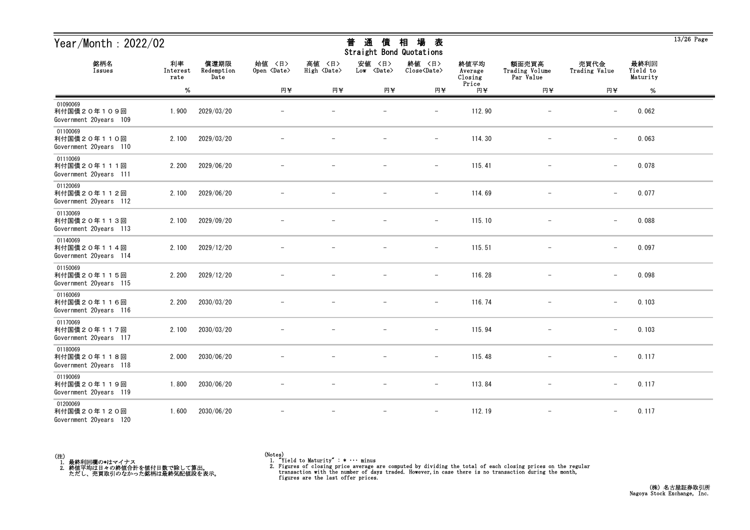# Year/Month : 2022/02

## 普 通 債 相 場 表
Straight Bond Quotations

| 銘柄名 Issues | 利率 Interest rate | 償還期限 Redemption Date | 始値 〈日〉 Open 〈Date〉 | 高値 〈日〉 High 〈Date〉 | 安値 〈日〉 Low 〈Date〉 | 終値 〈日〉 Close〈Date〉 | 終値平均 Average Closing Price | 額面売買高 Trading Volume Par Value | 売買代金 Trading Value | 最終利回 Yield to Maturity |
|---|---|---|---|---|---|---|---|---|---|---|
| | % | | 円¥ | 円¥ | 円¥ | 円¥ | 円¥ | 円¥ | 円¥ | % |
| 01090069 利付国債２０年１０９回 Government 20years 109 | 1.900 | 2029/03/20 | － | － | － | － | 112.90 | － | － | 0.062 |
| 01100069 利付国債２０年１１０回 Government 20years 110 | 2.100 | 2029/03/20 | － | － | － | － | 114.30 | － | － | 0.063 |
| 01110069 利付国債２０年１１１回 Government 20years 111 | 2.200 | 2029/06/20 | － | － | － | － | 115.41 | － | － | 0.078 |
| 01120069 利付国債２０年１１２回 Government 20years 112 | 2.100 | 2029/06/20 | － | － | － | － | 114.69 | － | － | 0.077 |
| 01130069 利付国債２０年１１３回 Government 20years 113 | 2.100 | 2029/09/20 | － | － | － | － | 115.10 | － | － | 0.088 |
| 01140069 利付国債２０年１１４回 Government 20years 114 | 2.100 | 2029/12/20 | － | － | － | － | 115.51 | － | － | 0.097 |
| 01150069 利付国債２０年１１５回 Government 20years 115 | 2.200 | 2029/12/20 | － | － | － | － | 116.28 | － | － | 0.098 |
| 01160069 利付国債２０年１１６回 Government 20years 116 | 2.200 | 2030/03/20 | － | － | － | － | 116.74 | － | － | 0.103 |
| 01170069 利付国債２０年１１７回 Government 20years 117 | 2.100 | 2030/03/20 | － | － | － | － | 115.94 | － | － | 0.103 |
| 01180069 利付国債２０年１１８回 Government 20years 118 | 2.000 | 2030/06/20 | － | － | － | － | 115.48 | － | － | 0.117 |
| 01190069 利付国債２０年１１９回 Government 20years 119 | 1.800 | 2030/06/20 | － | － | － | － | 113.84 | － | － | 0.117 |
| 01200069 利付国債２０年１２０回 Government 20years 120 | 1.600 | 2030/06/20 | － | － | － | － | 112.19 | － | － | 0.117 |

(注)
1. 最終利回欄の*はマイナス
2. 終値平均は日々の終値合計を値付日数で除して算出。
   ただし、売買取引のなかった銘柄は最終気配値段を表示。

(Notes)
1. "Yield to Maturity" : * ･･･ minus
2. Figures of closing price average are computed by dividing the total of each closing prices on the regular transaction with the number of days traded. However,in case there is no transaction during the month, figures are the last offer prices.

(株) 名古屋証券取引所
Nagoya Stock Exchange, Inc.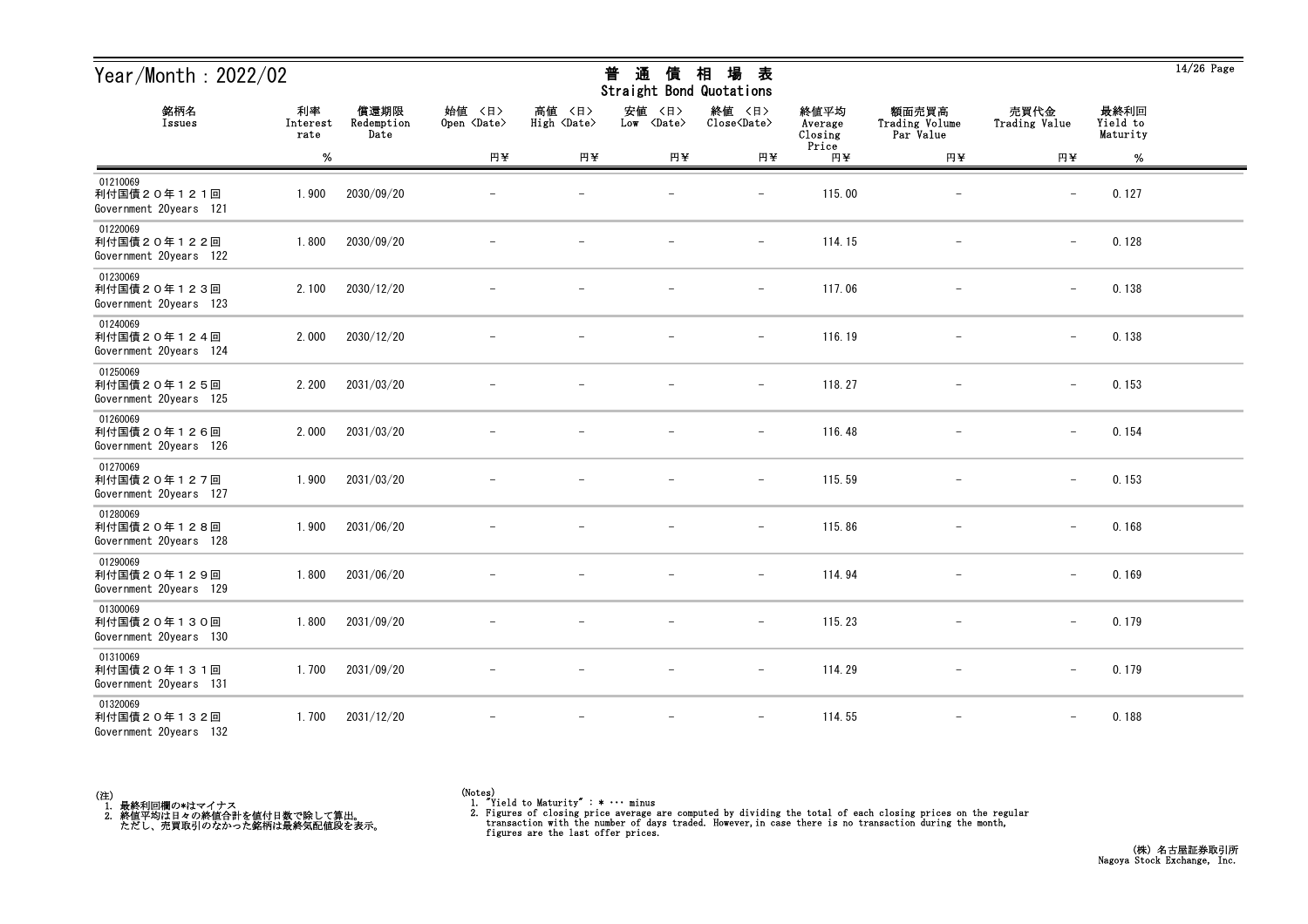# Year/Month : 2022/02

## 普 通 債 相 場 表
## Straight Bond Quotations

| 銘柄名 Issues | 利率 Interest rate | 償還期限 Redemption Date | 始値 〈日〉 Open 〈Date〉 | 高値 〈日〉 High 〈Date〉 | 安値 〈日〉 Low 〈Date〉 | 終値 〈日〉 Close〈Date〉 | 終値平均 Average Closing Price | 額面売買高 Trading Volume Par Value | 売買代金 Trading Value | 最終利回 Yield to Maturity |
|---|---|---|---|---|---|---|---|---|---|---|
| | % | | 円¥ | 円¥ | 円¥ | 円¥ | 円¥ | 円¥ | 円¥ | % |
| 01210069 利付国債２０年１２１回 Government 20years 121 | 1.900 | 2030/09/20 | − | − | − | − | 115.00 | − | − | 0.127 |
| 01220069 利付国債２０年１２２回 Government 20years 122 | 1.800 | 2030/09/20 | − | − | − | − | 114.15 | − | − | 0.128 |
| 01230069 利付国債２０年１２３回 Government 20years 123 | 2.100 | 2030/12/20 | − | − | − | − | 117.06 | − | − | 0.138 |
| 01240069 利付国債２０年１２４回 Government 20years 124 | 2.000 | 2030/12/20 | − | − | − | − | 116.19 | − | − | 0.138 |
| 01250069 利付国債２０年１２５回 Government 20years 125 | 2.200 | 2031/03/20 | − | − | − | − | 118.27 | − | − | 0.153 |
| 01260069 利付国債２０年１２６回 Government 20years 126 | 2.000 | 2031/03/20 | − | − | − | − | 116.48 | − | − | 0.154 |
| 01270069 利付国債２０年１２７回 Government 20years 127 | 1.900 | 2031/03/20 | − | − | − | − | 115.59 | − | − | 0.153 |
| 01280069 利付国債２０年１２８回 Government 20years 128 | 1.900 | 2031/06/20 | − | − | − | − | 115.86 | − | − | 0.168 |
| 01290069 利付国債２０年１２９回 Government 20years 129 | 1.800 | 2031/06/20 | − | − | − | − | 114.94 | − | − | 0.169 |
| 01300069 利付国債２０年１３０回 Government 20years 130 | 1.800 | 2031/09/20 | − | − | − | − | 115.23 | − | − | 0.179 |
| 01310069 利付国債２０年１３１回 Government 20years 131 | 1.700 | 2031/09/20 | − | − | − | − | 114.29 | − | − | 0.179 |
| 01320069 利付国債２０年１３２回 Government 20years 132 | 1.700 | 2031/12/20 | − | − | − | − | 114.55 | − | − | 0.188 |

(注)
1. 最終利回欄の*はマイナス
2. 終値平均は日々の終値合計を値付日数で除して算出。
   ただし、売買取引のなかった銘柄は最終気配値段を表示。

(Notes)
1. "Yield to Maturity" : * ··· minus
2. Figures of closing price average are computed by dividing the total of each closing prices on the regular transaction with the number of days traded. However,in case there is no transaction during the month, figures are the last offer prices.

(株) 名古屋証券取引所
Nagoya Stock Exchange, Inc.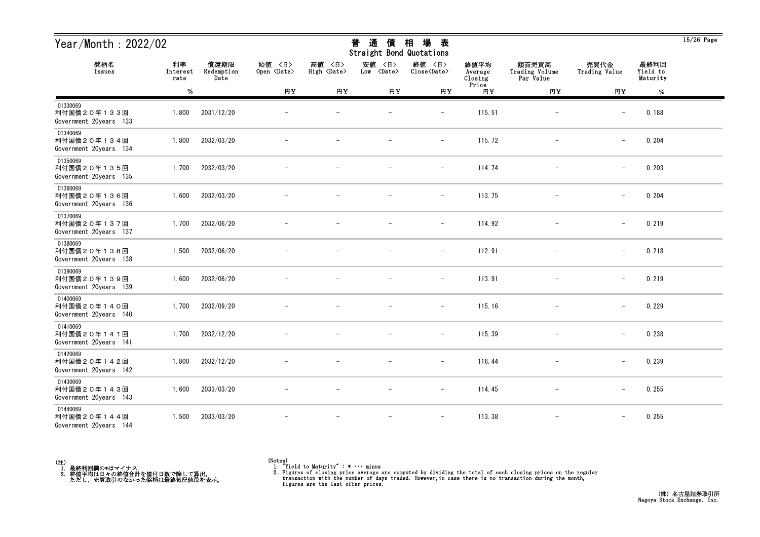# Year/Month : 2022/02

## 普 通 債 相 場 表
## Straight Bond Quotations

| 銘柄名<br>Issues | 利率<br>Interest rate<br>% | 償還期限<br>Redemption Date | 始値 〈日〉<br>Open 〈Date〉<br>円¥ | 高値 〈日〉<br>High 〈Date〉<br>円¥ | 安値 〈日〉<br>Low 〈Date〉<br>円¥ | 終値 〈日〉<br>Close〈Date〉<br>円¥ | 終値平均<br>Average Closing Price<br>円¥ | 額面売買高<br>Trading Volume Par Value<br>円¥ | 売買代金<br>Trading Value<br>円¥ | 最終利回<br>Yield to Maturity<br>% |
|---|---|---|---|---|---|---|---|---|---|---|
| 01330069<br>利付国債２０年１３３回<br>Government 20years 133 | 1.800 | 2031/12/20 | － | － | － | － | 115.51 | － | － | 0.188 |
| 01340069<br>利付国債２０年１３４回<br>Government 20years 134 | 1.800 | 2032/03/20 | － | － | － | － | 115.72 | － | － | 0.204 |
| 01350069<br>利付国債２０年１３５回<br>Government 20years 135 | 1.700 | 2032/03/20 | － | － | － | － | 114.74 | － | － | 0.203 |
| 01360069<br>利付国債２０年１３６回<br>Government 20years 136 | 1.600 | 2032/03/20 | － | － | － | － | 113.75 | － | － | 0.204 |
| 01370069<br>利付国債２０年１３７回<br>Government 20years 137 | 1.700 | 2032/06/20 | － | － | － | － | 114.92 | － | － | 0.219 |
| 01380069<br>利付国債２０年１３８回<br>Government 20years 138 | 1.500 | 2032/06/20 | － | － | － | － | 112.91 | － | － | 0.218 |
| 01390069<br>利付国債２０年１３９回<br>Government 20years 139 | 1.600 | 2032/06/20 | － | － | － | － | 113.91 | － | － | 0.219 |
| 01400069<br>利付国債２０年１４０回<br>Government 20years 140 | 1.700 | 2032/09/20 | － | － | － | － | 115.16 | － | － | 0.229 |
| 01410069<br>利付国債２０年１４１回<br>Government 20years 141 | 1.700 | 2032/12/20 | － | － | － | － | 115.39 | － | － | 0.238 |
| 01420069<br>利付国債２０年１４２回<br>Government 20years 142 | 1.800 | 2032/12/20 | － | － | － | － | 116.44 | － | － | 0.239 |
| 01430069<br>利付国債２０年１４３回<br>Government 20years 143 | 1.600 | 2033/03/20 | － | － | － | － | 114.45 | － | － | 0.255 |
| 01440069<br>利付国債２０年１４４回<br>Government 20years 144 | 1.500 | 2033/03/20 | － | － | － | － | 113.38 | － | － | 0.255 |

(注)
1. 最終利回欄の*はマイナス
2. 終値平均は日々の終値合計を値付日数で除して算出。
   ただし、売買取引のなかった銘柄は最終気配値段を表示。

(Notes)
1. "Yield to Maturity" : * ··· minus
2. Figures of closing price average are computed by dividing the total of each closing prices on the regular transaction with the number of days traded. However,in case there is no transaction during the month, figures are the last offer prices.

(株) 名古屋証券取引所
Nagoya Stock Exchange, Inc.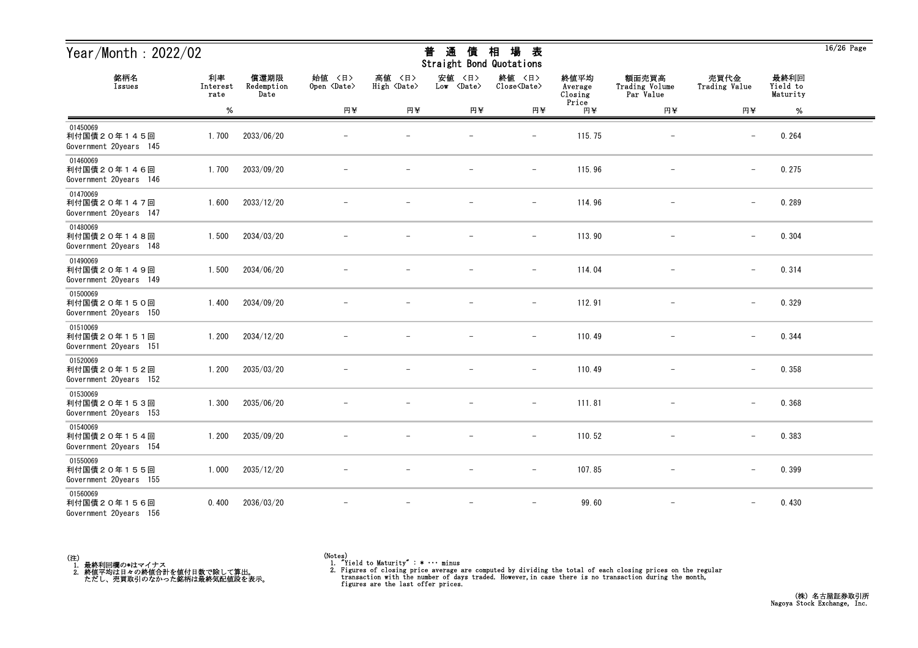# Year/Month：2022/02

## 普 通 債 相 場 表
## Straight Bond Quotations

| 銘柄名<br>Issues | 利率<br>Interest rate<br>% | 償還期限<br>Redemption Date | 始値 〈日〉<br>Open 〈Date〉<br>円¥ | 高値 〈日〉<br>High 〈Date〉<br>円¥ | 安値 〈日〉<br>Low 〈Date〉<br>円¥ | 終値 〈日〉<br>Close〈Date〉<br>円¥ | 終値平均<br>Average Closing Price<br>円¥ | 額面売買高<br>Trading Volume Par Value<br>円¥ | 売買代金<br>Trading Value<br>円¥ | 最終利回<br>Yield to Maturity<br>% |
|---|---|---|---|---|---|---|---|---|---|---|
| 01450069<br>利付国債２０年１４５回<br>Government 20years 145 | 1.700 | 2033/06/20 | − | − | − | − | 115.75 | − | − | 0.264 |
| 01460069<br>利付国債２０年１４６回<br>Government 20years 146 | 1.700 | 2033/09/20 | − | − | − | − | 115.96 | − | − | 0.275 |
| 01470069<br>利付国債２０年１４７回<br>Government 20years 147 | 1.600 | 2033/12/20 | − | − | − | − | 114.96 | − | − | 0.289 |
| 01480069<br>利付国債２０年１４８回<br>Government 20years 148 | 1.500 | 2034/03/20 | − | − | − | − | 113.90 | − | − | 0.304 |
| 01490069<br>利付国債２０年１４９回<br>Government 20years 149 | 1.500 | 2034/06/20 | − | − | − | − | 114.04 | − | − | 0.314 |
| 01500069<br>利付国債２０年１５０回<br>Government 20years 150 | 1.400 | 2034/09/20 | − | − | − | − | 112.91 | − | − | 0.329 |
| 01510069<br>利付国債２０年１５１回<br>Government 20years 151 | 1.200 | 2034/12/20 | − | − | − | − | 110.49 | − | − | 0.344 |
| 01520069<br>利付国債２０年１５２回<br>Government 20years 152 | 1.200 | 2035/03/20 | − | − | − | − | 110.49 | − | − | 0.358 |
| 01530069<br>利付国債２０年１５３回<br>Government 20years 153 | 1.300 | 2035/06/20 | − | − | − | − | 111.81 | − | − | 0.368 |
| 01540069<br>利付国債２０年１５４回<br>Government 20years 154 | 1.200 | 2035/09/20 | − | − | − | − | 110.52 | − | − | 0.383 |
| 01550069<br>利付国債２０年１５５回<br>Government 20years 155 | 1.000 | 2035/12/20 | − | − | − | − | 107.85 | − | − | 0.399 |
| 01560069<br>利付国債２０年１５６回<br>Government 20years 156 | 0.400 | 2036/03/20 | − | − | − | − | 99.60 | − | − | 0.430 |

(注)
1. 最終利回欄の*はマイナス
2. 終値平均は日々の終値合計を値付日数で除して算出。
ただし、売買取引のなかった銘柄は最終気配値段を表示。

(Notes)
1. "Yield to Maturity" : * ··· minus
2. Figures of closing price average are computed by dividing the total of each closing prices on the regular transaction with the number of days traded. However,in case there is no transaction during the month, figures are the last offer prices.

(株) 名古屋証券取引所
Nagoya Stock Exchange, Inc.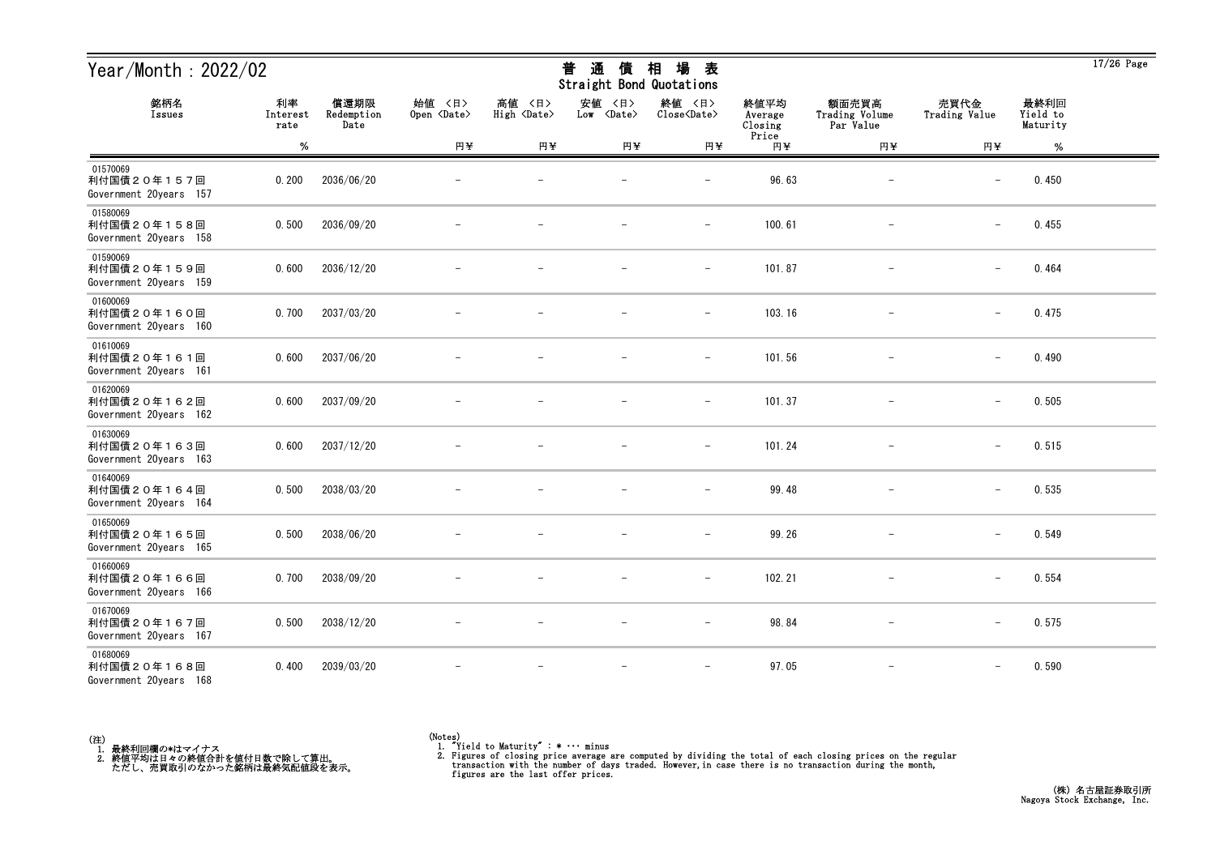# Year/Month : 2022/02

## 普 通 債 相 場 表
## Straight Bond Quotations

| 銘柄名 Issues | 利率 Interest rate % | 償還期限 Redemption Date | 始値 〈日〉 Open 〈Date〉 円¥ | 高値 〈日〉 High 〈Date〉 円¥ | 安値 〈日〉 Low 〈Date〉 円¥ | 終値 〈日〉 Close〈Date〉 円¥ | 終値平均 Average Closing Price 円¥ | 額面売買高 Trading Volume Par Value 円¥ | 売買代金 Trading Value 円¥ | 最終利回 Yield to Maturity % |
|---|---|---|---|---|---|---|---|---|---|---|
| 01570069 利付国債２０年１５７回 Government 20years 157 | 0.200 | 2036/06/20 | − | − | − | − | 96.63 | − | − | 0.450 |
| 01580069 利付国債２０年１５８回 Government 20years 158 | 0.500 | 2036/09/20 | − | − | − | − | 100.61 | − | − | 0.455 |
| 01590069 利付国債２０年１５９回 Government 20years 159 | 0.600 | 2036/12/20 | − | − | − | − | 101.87 | − | − | 0.464 |
| 01600069 利付国債２０年１６０回 Government 20years 160 | 0.700 | 2037/03/20 | − | − | − | − | 103.16 | − | − | 0.475 |
| 01610069 利付国債２０年１６１回 Government 20years 161 | 0.600 | 2037/06/20 | − | − | − | − | 101.56 | − | − | 0.490 |
| 01620069 利付国債２０年１６２回 Government 20years 162 | 0.600 | 2037/09/20 | − | − | − | − | 101.37 | − | − | 0.505 |
| 01630069 利付国債２０年１６３回 Government 20years 163 | 0.600 | 2037/12/20 | − | − | − | − | 101.24 | − | − | 0.515 |
| 01640069 利付国債２０年１６４回 Government 20years 164 | 0.500 | 2038/03/20 | − | − | − | − | 99.48 | − | − | 0.535 |
| 01650069 利付国債２０年１６５回 Government 20years 165 | 0.500 | 2038/06/20 | − | − | − | − | 99.26 | − | − | 0.549 |
| 01660069 利付国債２０年１６６回 Government 20years 166 | 0.700 | 2038/09/20 | − | − | − | − | 102.21 | − | − | 0.554 |
| 01670069 利付国債２０年１６７回 Government 20years 167 | 0.500 | 2038/12/20 | − | − | − | − | 98.84 | − | − | 0.575 |
| 01680069 利付国債２０年１６８回 Government 20years 168 | 0.400 | 2039/03/20 | − | − | − | − | 97.05 | − | − | 0.590 |

(注)
1. 最終利回欄の*はマイナス
2. 終値平均は日々の終値合計を値付日数で除して算出。
ただし、売買取引のなかった銘柄は最終気配値段を表示。

(Notes)
1. "Yield to Maturity" : * ··· minus
2. Figures of closing price average are computed by dividing the total of each closing prices on the regular transaction with the number of days traded. However,in case there is no transaction during the month, figures are the last offer prices.

(株) 名古屋証券取引所
Nagoya Stock Exchange, Inc.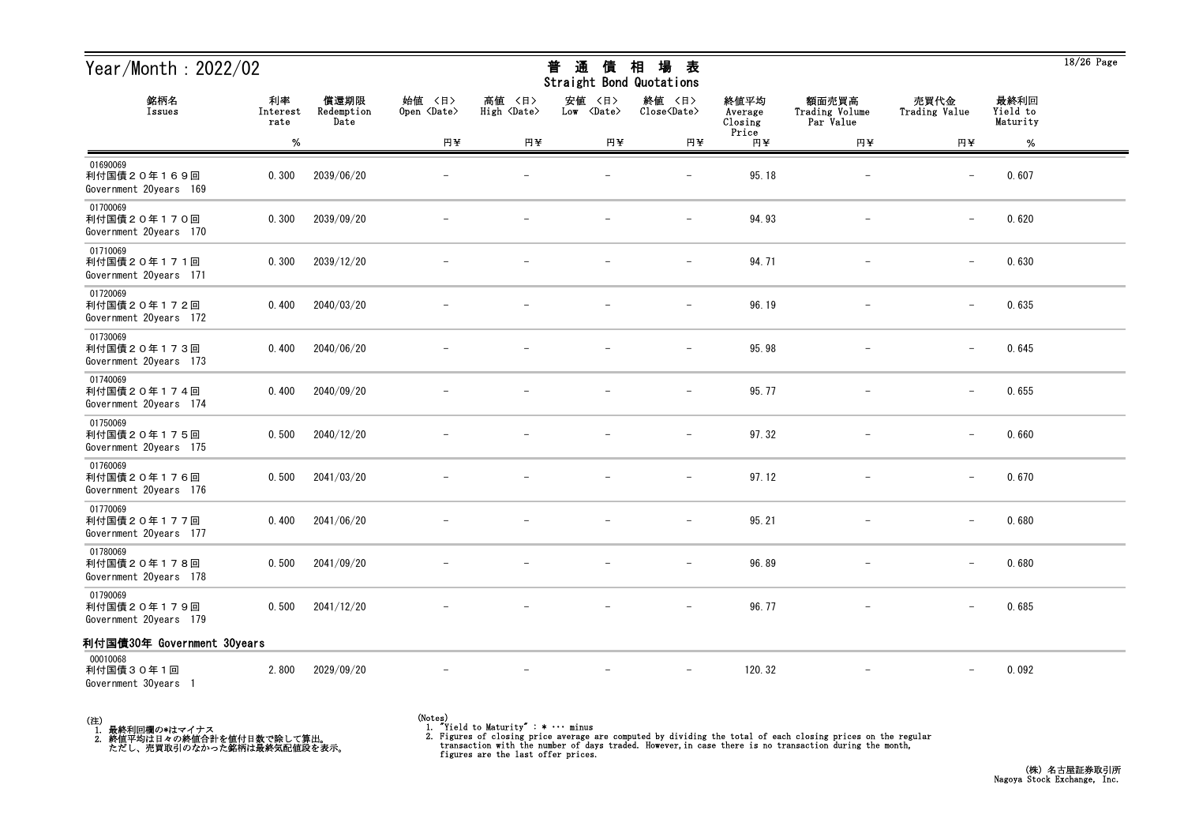# Year/Month：2022/02

## 普 通 債 相 場 表
Straight Bond Quotations

| 銘柄名 Issues | 利率 Interest rate % | 償還期限 Redemption Date | 始値 <日> Open <Date> 円¥ | 高値 <日> High <Date> 円¥ | 安値 <日> Low <Date> 円¥ | 終値 <日> Close<Date> 円¥ | 終値平均 Average Closing Price 円¥ | 額面売買高 Trading Volume Par Value 円¥ | 売買代金 Trading Value 円¥ | 最終利回 Yield to Maturity % |
|---|---|---|---|---|---|---|---|---|---|---|
| 01690069 利付国債２０年１６９回 Government 20years 169 | 0.300 | 2039/06/20 | － | － | － | － | 95.18 | － | － | 0.607 |
| 01700069 利付国債２０年１７０回 Government 20years 170 | 0.300 | 2039/09/20 | － | － | － | － | 94.93 | － | － | 0.620 |
| 01710069 利付国債２０年１７１回 Government 20years 171 | 0.300 | 2039/12/20 | － | － | － | － | 94.71 | － | － | 0.630 |
| 01720069 利付国債２０年１７２回 Government 20years 172 | 0.400 | 2040/03/20 | － | － | － | － | 96.19 | － | － | 0.635 |
| 01730069 利付国債２０年１７３回 Government 20years 173 | 0.400 | 2040/06/20 | － | － | － | － | 95.98 | － | － | 0.645 |
| 01740069 利付国債２０年１７４回 Government 20years 174 | 0.400 | 2040/09/20 | － | － | － | － | 95.77 | － | － | 0.655 |
| 01750069 利付国債２０年１７５回 Government 20years 175 | 0.500 | 2040/12/20 | － | － | － | － | 97.32 | － | － | 0.660 |
| 01760069 利付国債２０年１７６回 Government 20years 176 | 0.500 | 2041/03/20 | － | － | － | － | 97.12 | － | － | 0.670 |
| 01770069 利付国債２０年１７７回 Government 20years 177 | 0.400 | 2041/06/20 | － | － | － | － | 95.21 | － | － | 0.680 |
| 01780069 利付国債２０年１７８回 Government 20years 178 | 0.500 | 2041/09/20 | － | － | － | － | 96.89 | － | － | 0.680 |
| 01790069 利付国債２０年１７９回 Government 20years 179 | 0.500 | 2041/12/20 | － | － | － | － | 96.77 | － | － | 0.685 |
| **利付国債30年 Government 30years** | | | | | | | | | | |
| 00010068 利付国債３０年１回 Government 30years 1 | 2.800 | 2029/09/20 | － | － | － | － | 120.32 | － | － | 0.092 |

(注)
1. 最終利回欄の*はマイナス
2. 終値平均は日々の終値合計を値付日数で除して算出。
   ただし、売買取引のなかった銘柄は最終気配値段を表示。

(Notes)
1. "Yield to Maturity" : * ･･･ minus
2. Figures of closing price average are computed by dividing the total of each closing prices on the regular transaction with the number of days traded. However,in case there is no transaction during the month, figures are the last offer prices.

(株) 名古屋証券取引所
Nagoya Stock Exchange, Inc.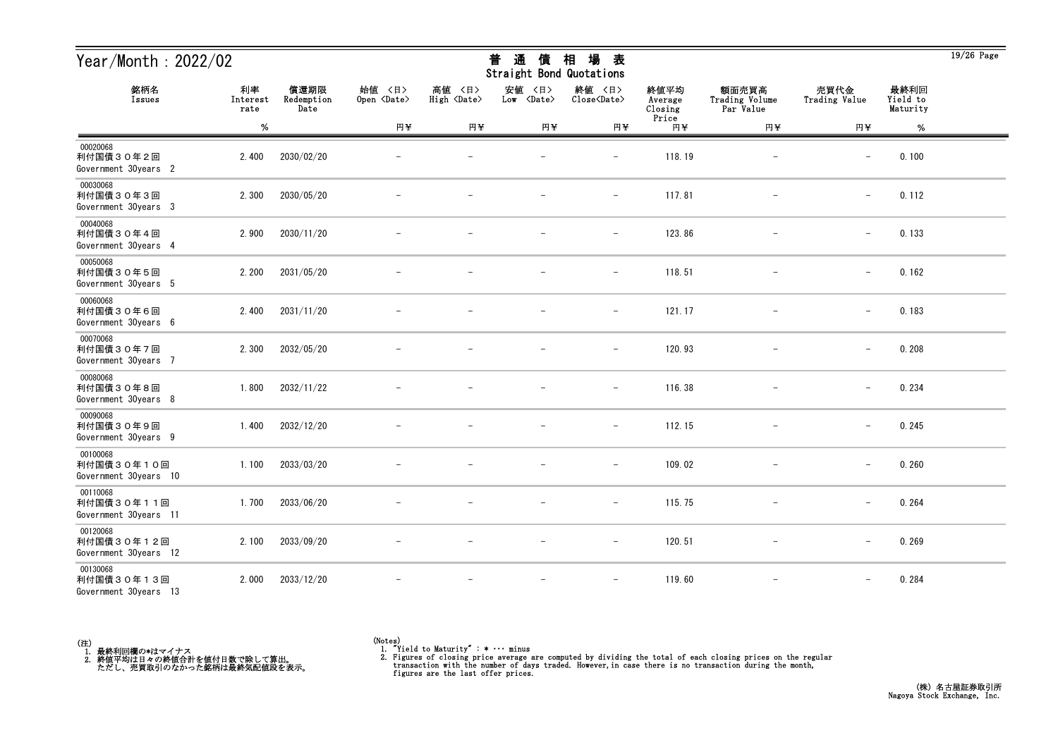# Year/Month：2022/02

## 普 通 債 相 場 表
## Straight Bond Quotations

| 銘柄名<br>Issues | 利率<br>Interest rate | 償還期限<br>Redemption Date | 始値 〈日〉<br>Open 〈Date〉 | 高値 〈日〉<br>High 〈Date〉 | 安値 〈日〉<br>Low 〈Date〉 | 終値 〈日〉<br>Close〈Date〉 | 終値平均<br>Average Closing Price | 額面売買高<br>Trading Volume Par Value | 売買代金<br>Trading Value | 最終利回<br>Yield to Maturity |
|---|---|---|---|---|---|---|---|---|---|---|
| | % | | 円¥ | 円¥ | 円¥ | 円¥ | 円¥ | 円¥ | 円¥ | % |
| 00020068<br>利付国債３０年２回<br>Government 30years 2 | 2.400 | 2030/02/20 | － | － | － | － | 118.19 | － | － | 0.100 |
| 00030068<br>利付国債３０年３回<br>Government 30years 3 | 2.300 | 2030/05/20 | － | － | － | － | 117.81 | － | － | 0.112 |
| 00040068<br>利付国債３０年４回<br>Government 30years 4 | 2.900 | 2030/11/20 | － | － | － | － | 123.86 | － | － | 0.133 |
| 00050068<br>利付国債３０年５回<br>Government 30years 5 | 2.200 | 2031/05/20 | － | － | － | － | 118.51 | － | － | 0.162 |
| 00060068<br>利付国債３０年６回<br>Government 30years 6 | 2.400 | 2031/11/20 | － | － | － | － | 121.17 | － | － | 0.183 |
| 00070068<br>利付国債３０年７回<br>Government 30years 7 | 2.300 | 2032/05/20 | － | － | － | － | 120.93 | － | － | 0.208 |
| 00080068<br>利付国債３０年８回<br>Government 30years 8 | 1.800 | 2032/11/22 | － | － | － | － | 116.38 | － | － | 0.234 |
| 00090068<br>利付国債３０年９回<br>Government 30years 9 | 1.400 | 2032/12/20 | － | － | － | － | 112.15 | － | － | 0.245 |
| 00100068<br>利付国債３０年１０回<br>Government 30years 10 | 1.100 | 2033/03/20 | － | － | － | － | 109.02 | － | － | 0.260 |
| 00110068<br>利付国債３０年１１回<br>Government 30years 11 | 1.700 | 2033/06/20 | － | － | － | － | 115.75 | － | － | 0.264 |
| 00120068<br>利付国債３０年１２回<br>Government 30years 12 | 2.100 | 2033/09/20 | － | － | － | － | 120.51 | － | － | 0.269 |
| 00130068<br>利付国債３０年１３回<br>Government 30years 13 | 2.000 | 2033/12/20 | － | － | － | － | 119.60 | － | － | 0.284 |

(注)
1. 最終利回欄の*はマイナス
2. 終値平均は日々の終値合計を値付日数で除して算出。
   ただし、売買取引のなかった銘柄は最終気配値段を表示。

(Notes)
1. "Yield to Maturity" : * ･･･ minus
2. Figures of closing price average are computed by dividing the total of each closing prices on the regular transaction with the number of days traded. However,in case there is no transaction during the month, figures are the last offer prices.

(株) 名古屋証券取引所
Nagoya Stock Exchange, Inc.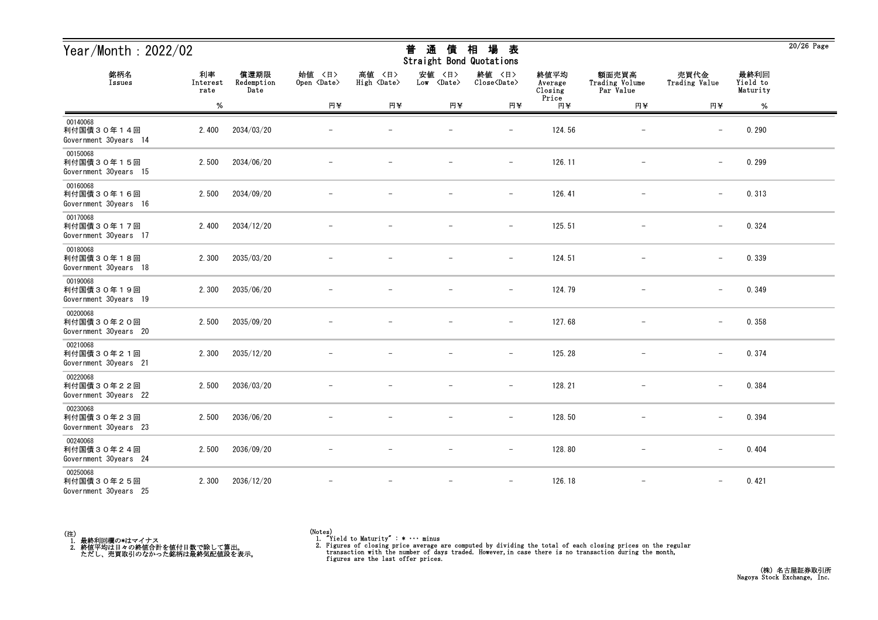# Year/Month : 2022/02

## 普通債相場表
Straight Bond Quotations

| 銘柄名<br>Issues | 利率<br>Interest rate<br>% | 償還期限<br>Redemption Date | 始値 <日><br>Open <Date><br>円¥ | 高値 <日><br>High <Date><br>円¥ | 安値 <日><br>Low <Date><br>円¥ | 終値 <日><br>Close<Date><br>円¥ | 終値平均<br>Average Closing Price<br>円¥ | 額面売買高<br>Trading Volume Par Value<br>円¥ | 売買代金<br>Trading Value<br>円¥ | 最終利回<br>Yield to Maturity<br>% |
|---|---|---|---|---|---|---|---|---|---|---|
| 00140068<br>利付国債３０年１４回<br>Government 30years 14 | 2.400 | 2034/03/20 | − | − | − | − | 124.56 | − | − | 0.290 |
| 00150068<br>利付国債３０年１５回<br>Government 30years 15 | 2.500 | 2034/06/20 | − | − | − | − | 126.11 | − | − | 0.299 |
| 00160068<br>利付国債３０年１６回<br>Government 30years 16 | 2.500 | 2034/09/20 | − | − | − | − | 126.41 | − | − | 0.313 |
| 00170068<br>利付国債３０年１７回<br>Government 30years 17 | 2.400 | 2034/12/20 | − | − | − | − | 125.51 | − | − | 0.324 |
| 00180068<br>利付国債３０年１８回<br>Government 30years 18 | 2.300 | 2035/03/20 | − | − | − | − | 124.51 | − | − | 0.339 |
| 00190068<br>利付国債３０年１９回<br>Government 30years 19 | 2.300 | 2035/06/20 | − | − | − | − | 124.79 | − | − | 0.349 |
| 00200068<br>利付国債３０年２０回<br>Government 30years 20 | 2.500 | 2035/09/20 | − | − | − | − | 127.68 | − | − | 0.358 |
| 00210068<br>利付国債３０年２１回<br>Government 30years 21 | 2.300 | 2035/12/20 | − | − | − | − | 125.28 | − | − | 0.374 |
| 00220068<br>利付国債３０年２２回<br>Government 30years 22 | 2.500 | 2036/03/20 | − | − | − | − | 128.21 | − | − | 0.384 |
| 00230068<br>利付国債３０年２３回<br>Government 30years 23 | 2.500 | 2036/06/20 | − | − | − | − | 128.50 | − | − | 0.394 |
| 00240068<br>利付国債３０年２４回<br>Government 30years 24 | 2.500 | 2036/09/20 | − | − | − | − | 128.80 | − | − | 0.404 |
| 00250068<br>利付国債３０年２５回<br>Government 30years 25 | 2.300 | 2036/12/20 | − | − | − | − | 126.18 | − | − | 0.421 |

(注)
1. 最終利回欄の*はマイナス
2. 終値平均は日々の終値合計を値付日数で除して算出。
   ただし、売買取引のなかった銘柄は最終気配値段を表示。

(Notes)
1. "Yield to Maturity" : * ··· minus
2. Figures of closing price average are computed by dividing the total of each closing prices on the regular transaction with the number of days traded. However,in case there is no transaction during the month, figures are the last offer prices.

(株) 名古屋証券取引所
Nagoya Stock Exchange, Inc.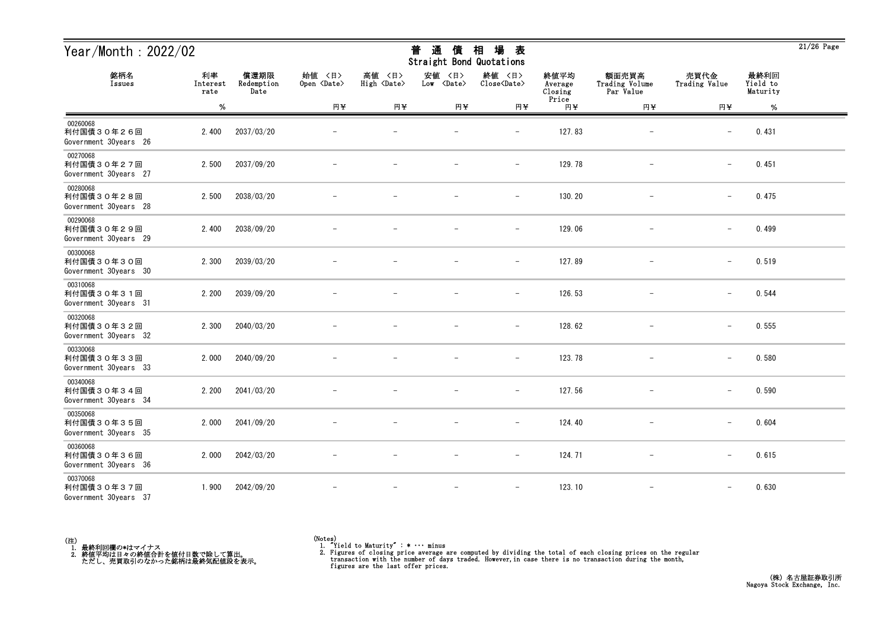# Year/Month：2022/02

## 普 通 債 相 場 表
Straight Bond Quotations

| 銘柄名<br>Issues | 利率<br>Interest rate<br>% | 償還期限<br>Redemption Date | 始値 〈日〉<br>Open 〈Date〉<br>円¥ | 高値 〈日〉<br>High 〈Date〉<br>円¥ | 安値 〈日〉<br>Low 〈Date〉<br>円¥ | 終値 〈日〉<br>Close〈Date〉<br>円¥ | 終値平均<br>Average Closing Price<br>円¥ | 額面売買高<br>Trading Volume Par Value<br>円¥ | 売買代金<br>Trading Value<br>円¥ | 最終利回<br>Yield to Maturity<br>% |
|---|---|---|---|---|---|---|---|---|---|---|
| 00260068<br>利付国債３０年２６回<br>Government 30years 26 | 2.400 | 2037/03/20 | － | － | － | － | 127.83 | － | － | 0.431 |
| 00270068<br>利付国債３０年２７回<br>Government 30years 27 | 2.500 | 2037/09/20 | － | － | － | － | 129.78 | － | － | 0.451 |
| 00280068<br>利付国債３０年２８回<br>Government 30years 28 | 2.500 | 2038/03/20 | － | － | － | － | 130.20 | － | － | 0.475 |
| 00290068<br>利付国債３０年２９回<br>Government 30years 29 | 2.400 | 2038/09/20 | － | － | － | － | 129.06 | － | － | 0.499 |
| 00300068<br>利付国債３０年３０回<br>Government 30years 30 | 2.300 | 2039/03/20 | － | － | － | － | 127.89 | － | － | 0.519 |
| 00310068<br>利付国債３０年３１回<br>Government 30years 31 | 2.200 | 2039/09/20 | － | － | － | － | 126.53 | － | － | 0.544 |
| 00320068<br>利付国債３０年３２回<br>Government 30years 32 | 2.300 | 2040/03/20 | － | － | － | － | 128.62 | － | － | 0.555 |
| 00330068<br>利付国債３０年３３回<br>Government 30years 33 | 2.000 | 2040/09/20 | － | － | － | － | 123.78 | － | － | 0.580 |
| 00340068<br>利付国債３０年３４回<br>Government 30years 34 | 2.200 | 2041/03/20 | － | － | － | － | 127.56 | － | － | 0.590 |
| 00350068<br>利付国債３０年３５回<br>Government 30years 35 | 2.000 | 2041/09/20 | － | － | － | － | 124.40 | － | － | 0.604 |
| 00360068<br>利付国債３０年３６回<br>Government 30years 36 | 2.000 | 2042/03/20 | － | － | － | － | 124.71 | － | － | 0.615 |
| 00370068<br>利付国債３０年３７回<br>Government 30years 37 | 1.900 | 2042/09/20 | － | － | － | － | 123.10 | － | － | 0.630 |

(注)
1. 最終利回欄の*はマイナス
2. 終値平均は日々の終値合計を値付日数で除して算出。
   ただし、売買取引のなかった銘柄は最終気配値段を表示。

(Notes)
1. "Yield to Maturity" : * ··· minus
2. Figures of closing price average are computed by dividing the total of each closing prices on the regular transaction with the number of days traded. However, in case there is no transaction during the month, figures are the last offer prices.

(株) 名古屋証券取引所
Nagoya Stock Exchange, Inc.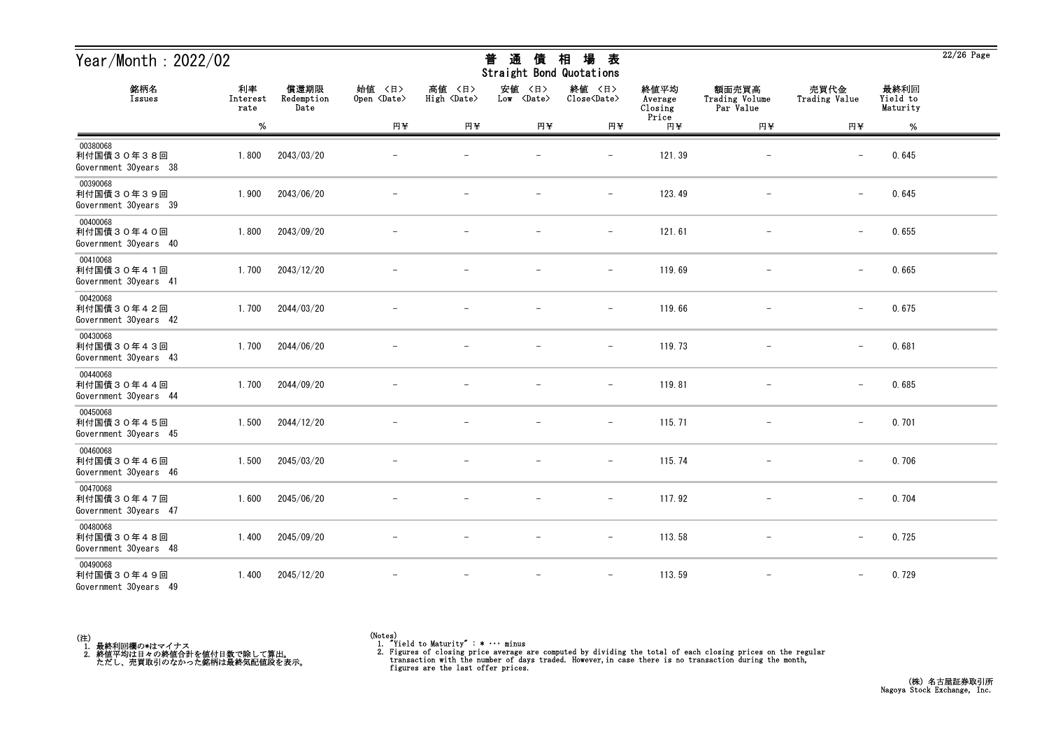# Year/Month：2022/02

## 普 通 債 相 場 表
Straight Bond Quotations

| 銘柄名<br>Issues | 利率<br>Interest rate<br>% | 償還期限<br>Redemption Date | 始値 〈日〉<br>Open 〈Date〉<br>円¥ | 高値 〈日〉<br>High 〈Date〉<br>円¥ | 安値 〈日〉<br>Low 〈Date〉<br>円¥ | 終値 〈日〉<br>Close〈Date〉<br>円¥ | 終値平均<br>Average Closing Price<br>円¥ | 額面売買高<br>Trading Volume Par Value<br>円¥ | 売買代金<br>Trading Value<br>円¥ | 最終利回<br>Yield to Maturity<br>% |
|---|---|---|---|---|---|---|---|---|---|---|
| 00380068<br>利付国債３０年３８回<br>Government 30years 38 | 1.800 | 2043/03/20 | − | − | − | − | 121.39 | − | − | 0.645 |
| 00390068<br>利付国債３０年３９回<br>Government 30years 39 | 1.900 | 2043/06/20 | − | − | − | − | 123.49 | − | − | 0.645 |
| 00400068<br>利付国債３０年４０回<br>Government 30years 40 | 1.800 | 2043/09/20 | − | − | − | − | 121.61 | − | − | 0.655 |
| 00410068<br>利付国債３０年４１回<br>Government 30years 41 | 1.700 | 2043/12/20 | − | − | − | − | 119.69 | − | − | 0.665 |
| 00420068<br>利付国債３０年４２回<br>Government 30years 42 | 1.700 | 2044/03/20 | − | − | − | − | 119.66 | − | − | 0.675 |
| 00430068<br>利付国債３０年４３回<br>Government 30years 43 | 1.700 | 2044/06/20 | − | − | − | − | 119.73 | − | − | 0.681 |
| 00440068<br>利付国債３０年４４回<br>Government 30years 44 | 1.700 | 2044/09/20 | − | − | − | − | 119.81 | − | − | 0.685 |
| 00450068<br>利付国債３０年４５回<br>Government 30years 45 | 1.500 | 2044/12/20 | − | − | − | − | 115.71 | − | − | 0.701 |
| 00460068<br>利付国債３０年４６回<br>Government 30years 46 | 1.500 | 2045/03/20 | − | − | − | − | 115.74 | − | − | 0.706 |
| 00470068<br>利付国債３０年４７回<br>Government 30years 47 | 1.600 | 2045/06/20 | − | − | − | − | 117.92 | − | − | 0.704 |
| 00480068<br>利付国債３０年４８回<br>Government 30years 48 | 1.400 | 2045/09/20 | − | − | − | − | 113.58 | − | − | 0.725 |
| 00490068<br>利付国債３０年４９回<br>Government 30years 49 | 1.400 | 2045/12/20 | − | − | − | − | 113.59 | − | − | 0.729 |

(注)
1. 最終利回欄の*はマイナス
2. 終値平均は日々の終値合計を値付日数で除して算出。
   ただし、売買取引のなかった銘柄は最終気配値段を表示。

(Notes)
1. "Yield to Maturity" : * ･･･ minus
2. Figures of closing price average are computed by dividing the total of each closing prices on the regular transaction with the number of days traded. However,in case there is no transaction during the month, figures are the last offer prices.

(株) 名古屋証券取引所
Nagoya Stock Exchange, Inc.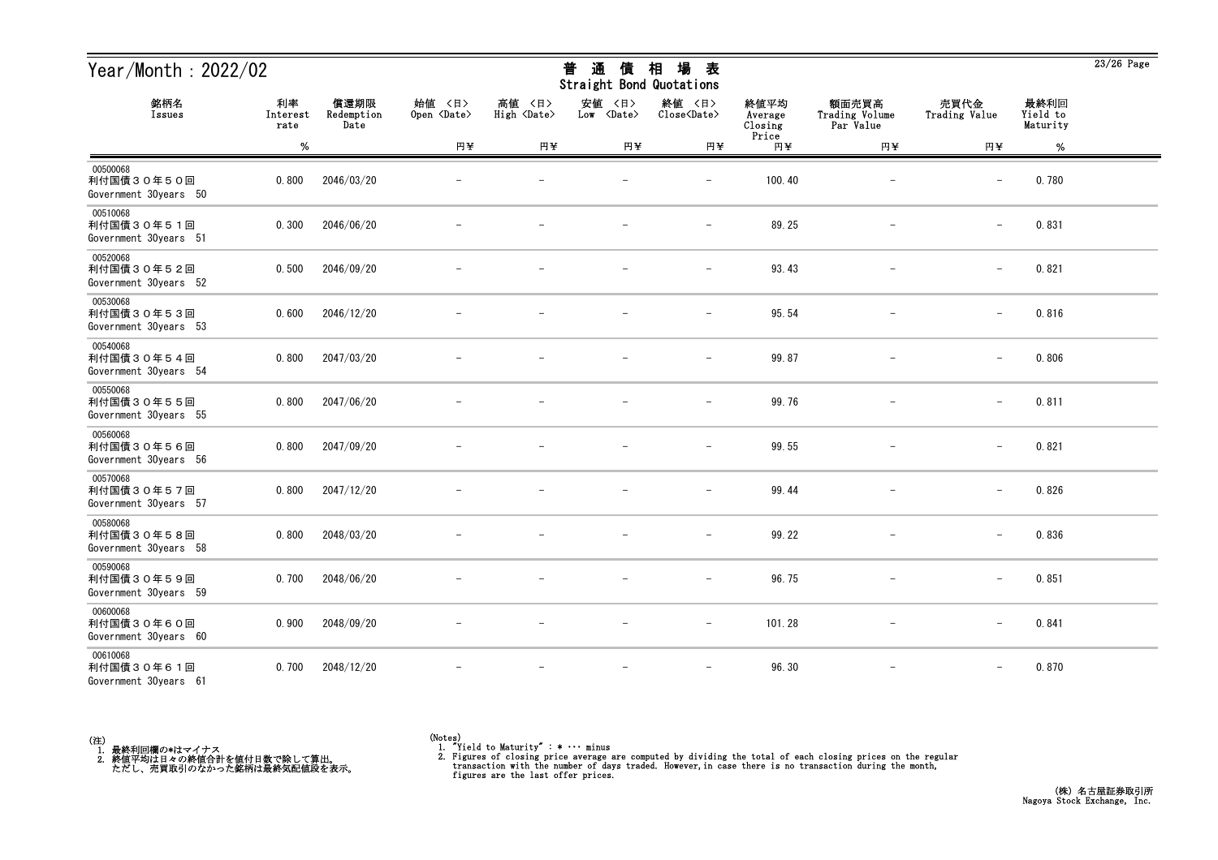# Year/Month : 2022/02

## 普 通 債 相 場 表
Straight Bond Quotations

| 銘柄名 Issues | 利率 Interest rate % | 償還期限 Redemption Date | 始値 <日> Open <Date> 円¥ | 高値 <日> High <Date> 円¥ | 安値 <日> Low <Date> 円¥ | 終値 <日> Close<Date> 円¥ | 終値平均 Average Closing Price 円¥ | 額面売買高 Trading Volume Par Value 円¥ | 売買代金 Trading Value 円¥ | 最終利回 Yield to Maturity % |
|---|---|---|---|---|---|---|---|---|---|---|
| 00500068 利付国債３０年５０回 Government 30years 50 | 0.800 | 2046/03/20 | － | － | － | － | 100.40 | － | － | 0.780 |
| 00510068 利付国債３０年５１回 Government 30years 51 | 0.300 | 2046/06/20 | － | － | － | － | 89.25 | － | － | 0.831 |
| 00520068 利付国債３０年５２回 Government 30years 52 | 0.500 | 2046/09/20 | － | － | － | － | 93.43 | － | － | 0.821 |
| 00530068 利付国債３０年５３回 Government 30years 53 | 0.600 | 2046/12/20 | － | － | － | － | 95.54 | － | － | 0.816 |
| 00540068 利付国債３０年５４回 Government 30years 54 | 0.800 | 2047/03/20 | － | － | － | － | 99.87 | － | － | 0.806 |
| 00550068 利付国債３０年５５回 Government 30years 55 | 0.800 | 2047/06/20 | － | － | － | － | 99.76 | － | － | 0.811 |
| 00560068 利付国債３０年５６回 Government 30years 56 | 0.800 | 2047/09/20 | － | － | － | － | 99.55 | － | － | 0.821 |
| 00570068 利付国債３０年５７回 Government 30years 57 | 0.800 | 2047/12/20 | － | － | － | － | 99.44 | － | － | 0.826 |
| 00580068 利付国債３０年５８回 Government 30years 58 | 0.800 | 2048/03/20 | － | － | － | － | 99.22 | － | － | 0.836 |
| 00590068 利付国債３０年５９回 Government 30years 59 | 0.700 | 2048/06/20 | － | － | － | － | 96.75 | － | － | 0.851 |
| 00600068 利付国債３０年６０回 Government 30years 60 | 0.900 | 2048/09/20 | － | － | － | － | 101.28 | － | － | 0.841 |
| 00610068 利付国債３０年６１回 Government 30years 61 | 0.700 | 2048/12/20 | － | － | － | － | 96.30 | － | － | 0.870 |

(注)
1. 最終利回欄の*はマイナス
2. 終値平均は日々の終値合計を値付日数で除して算出。
   ただし、売買取引のなかった銘柄は最終気配値段を表示。

(Notes)
1. "Yield to Maturity" : * ··· minus
2. Figures of closing price average are computed by dividing the total of each closing prices on the regular transaction with the number of days traded. However,in case there is no transaction during the month, figures are the last offer prices.

(株) 名古屋証券取引所
Nagoya Stock Exchange, Inc.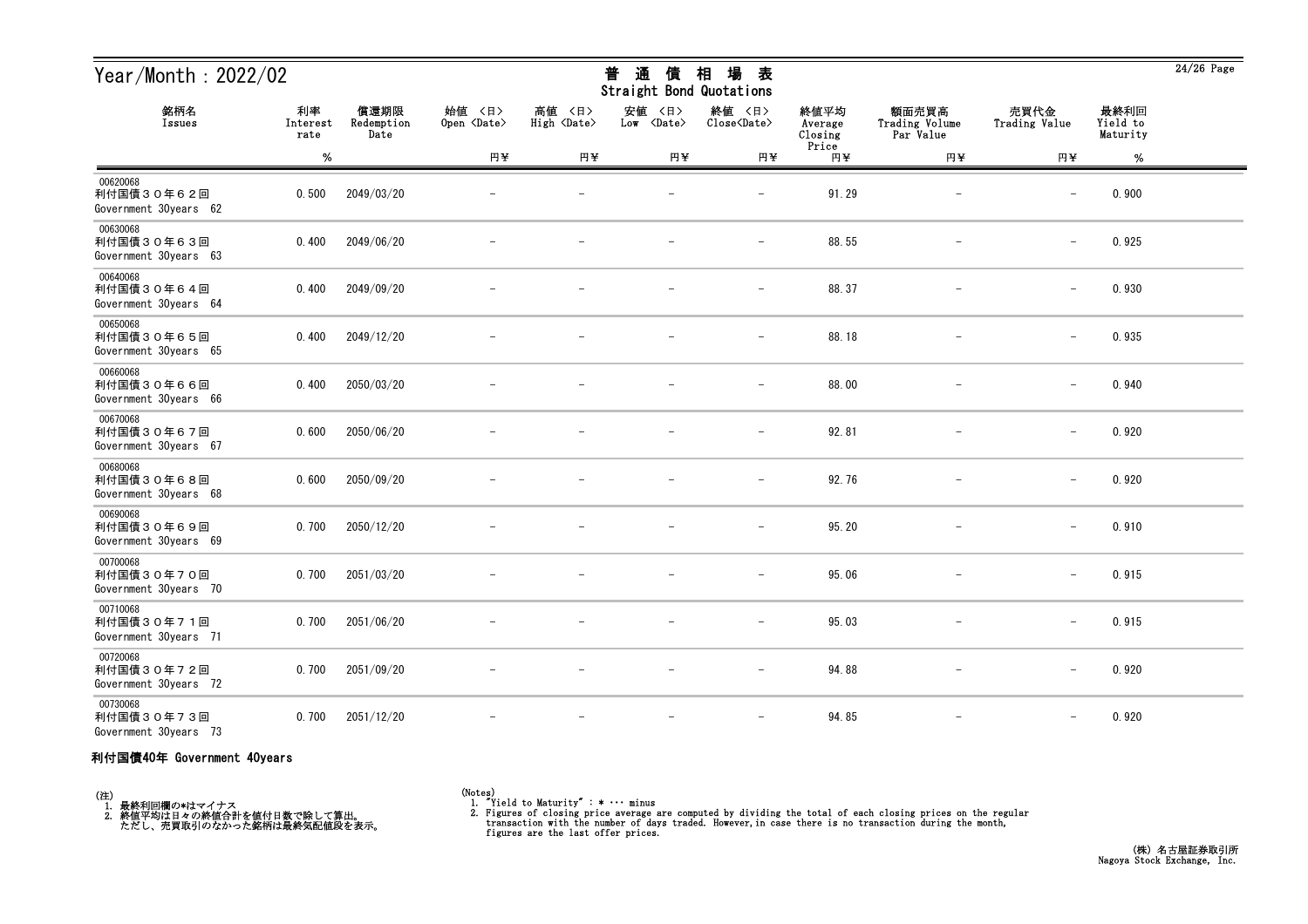# Year/Month：2022/02

## 普 通 債 相 場 表
## Straight Bond Quotations

| 銘柄名 Issues | 利率 Interest rate % | 償還期限 Redemption Date | 始値 〈日〉 Open 〈Date〉 円¥ | 高値 〈日〉 High 〈Date〉 円¥ | 安値 〈日〉 Low 〈Date〉 円¥ | 終値 〈日〉 Close〈Date〉 円¥ | 終値平均 Average Closing Price 円¥ | 額面売買高 Trading Volume Par Value 円¥ | 売買代金 Trading Value 円¥ | 最終利回 Yield to Maturity % |
|---|---|---|---|---|---|---|---|---|---|---|
| 00620068 利付国債３０年６２回 Government 30years 62 | 0.500 | 2049/03/20 | － | － | － | － | 91.29 | － | － | 0.900 |
| 00630068 利付国債３０年６３回 Government 30years 63 | 0.400 | 2049/06/20 | － | － | － | － | 88.55 | － | － | 0.925 |
| 00640068 利付国債３０年６４回 Government 30years 64 | 0.400 | 2049/09/20 | － | － | － | － | 88.37 | － | － | 0.930 |
| 00650068 利付国債３０年６５回 Government 30years 65 | 0.400 | 2049/12/20 | － | － | － | － | 88.18 | － | － | 0.935 |
| 00660068 利付国債３０年６６回 Government 30years 66 | 0.400 | 2050/03/20 | － | － | － | － | 88.00 | － | － | 0.940 |
| 00670068 利付国債３０年６７回 Government 30years 67 | 0.600 | 2050/06/20 | － | － | － | － | 92.81 | － | － | 0.920 |
| 00680068 利付国債３０年６８回 Government 30years 68 | 0.600 | 2050/09/20 | － | － | － | － | 92.76 | － | － | 0.920 |
| 00690068 利付国債３０年６９回 Government 30years 69 | 0.700 | 2050/12/20 | － | － | － | － | 95.20 | － | － | 0.910 |
| 00700068 利付国債３０年７０回 Government 30years 70 | 0.700 | 2051/03/20 | － | － | － | － | 95.06 | － | － | 0.915 |
| 00710068 利付国債３０年７１回 Government 30years 71 | 0.700 | 2051/06/20 | － | － | － | － | 95.03 | － | － | 0.915 |
| 00720068 利付国債３０年７２回 Government 30years 72 | 0.700 | 2051/09/20 | － | － | － | － | 94.88 | － | － | 0.920 |
| 00730068 利付国債３０年７３回 Government 30years 73 | 0.700 | 2051/12/20 | － | － | － | － | 94.85 | － | － | 0.920 |

**利付国債40年 Government 40years**

(注)
1. 最終利回欄の*はマイナス
2. 終値平均は日々の終値合計を値付日数で除して算出。
   ただし、売買取引のなかった銘柄は最終気配値段を表示。

(Notes)
1. "Yield to Maturity" : * ･･･ minus
2. Figures of closing price average are computed by dividing the total of each closing prices on the regular transaction with the number of days traded. However,in case there is no transaction during the month, figures are the last offer prices.

(株) 名古屋証券取引所
Nagoya Stock Exchange, Inc.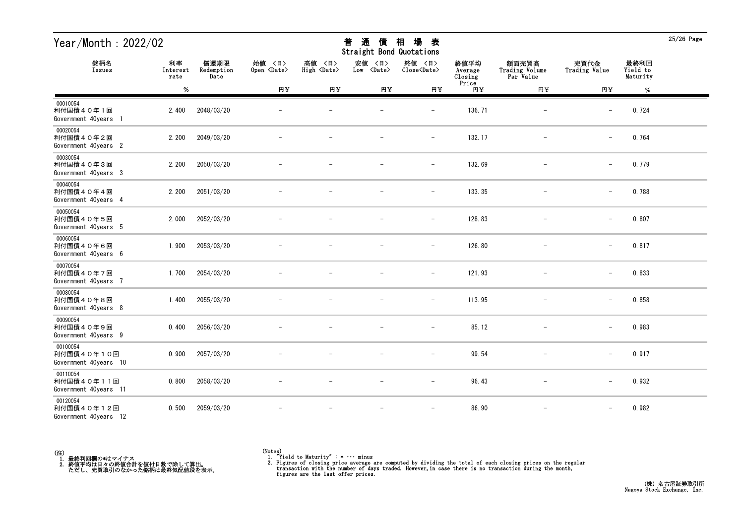# Year/Month：2022/02

## 普 通 債 相 場 表
### Straight Bond Quotations

| 銘柄名 Issues | 利率 Interest rate % | 償還期限 Redemption Date | 始値 〈日〉 Open 〈Date〉 円¥ | 高値 〈日〉 High 〈Date〉 円¥ | 安値 〈日〉 Low 〈Date〉 円¥ | 終値 〈日〉 Close〈Date〉 円¥ | 終値平均 Average Closing Price 円¥ | 額面売買高 Trading Volume Par Value 円¥ | 売買代金 Trading Value 円¥ | 最終利回 Yield to Maturity % |
|---|---|---|---|---|---|---|---|---|---|---|
| 00010054 利付国債４０年１回 Government 40years 1 | 2.400 | 2048/03/20 | － | － | － | － | 136.71 | － | － | 0.724 |
| 00020054 利付国債４０年２回 Government 40years 2 | 2.200 | 2049/03/20 | － | － | － | － | 132.17 | － | － | 0.764 |
| 00030054 利付国債４０年３回 Government 40years 3 | 2.200 | 2050/03/20 | － | － | － | － | 132.69 | － | － | 0.779 |
| 00040054 利付国債４０年４回 Government 40years 4 | 2.200 | 2051/03/20 | － | － | － | － | 133.35 | － | － | 0.788 |
| 00050054 利付国債４０年５回 Government 40years 5 | 2.000 | 2052/03/20 | － | － | － | － | 128.83 | － | － | 0.807 |
| 00060054 利付国債４０年６回 Government 40years 6 | 1.900 | 2053/03/20 | － | － | － | － | 126.80 | － | － | 0.817 |
| 00070054 利付国債４０年７回 Government 40years 7 | 1.700 | 2054/03/20 | － | － | － | － | 121.93 | － | － | 0.833 |
| 00080054 利付国債４０年８回 Government 40years 8 | 1.400 | 2055/03/20 | － | － | － | － | 113.95 | － | － | 0.858 |
| 00090054 利付国債４０年９回 Government 40years 9 | 0.400 | 2056/03/20 | － | － | － | － | 85.12 | － | － | 0.983 |
| 00100054 利付国債４０年１０回 Government 40years 10 | 0.900 | 2057/03/20 | － | － | － | － | 99.54 | － | － | 0.917 |
| 00110054 利付国債４０年１１回 Government 40years 11 | 0.800 | 2058/03/20 | － | － | － | － | 96.43 | － | － | 0.932 |
| 00120054 利付国債４０年１２回 Government 40years 12 | 0.500 | 2059/03/20 | － | － | － | － | 86.90 | － | － | 0.982 |

(注)
1. 最終利回欄の*はマイナス
2. 終値平均は日々の終値合計を値付日数で除して算出。
   ただし、売買取引のなかった銘柄は最終気配値段を表示。

(Notes)
1. "Yield to Maturity" : * ･･･ minus
2. Figures of closing price average are computed by dividing the total of each closing prices on the regular transaction with the number of days traded. However,in case there is no transaction during the month, figures are the last offer prices.

(株) 名古屋証券取引所
Nagoya Stock Exchange, Inc.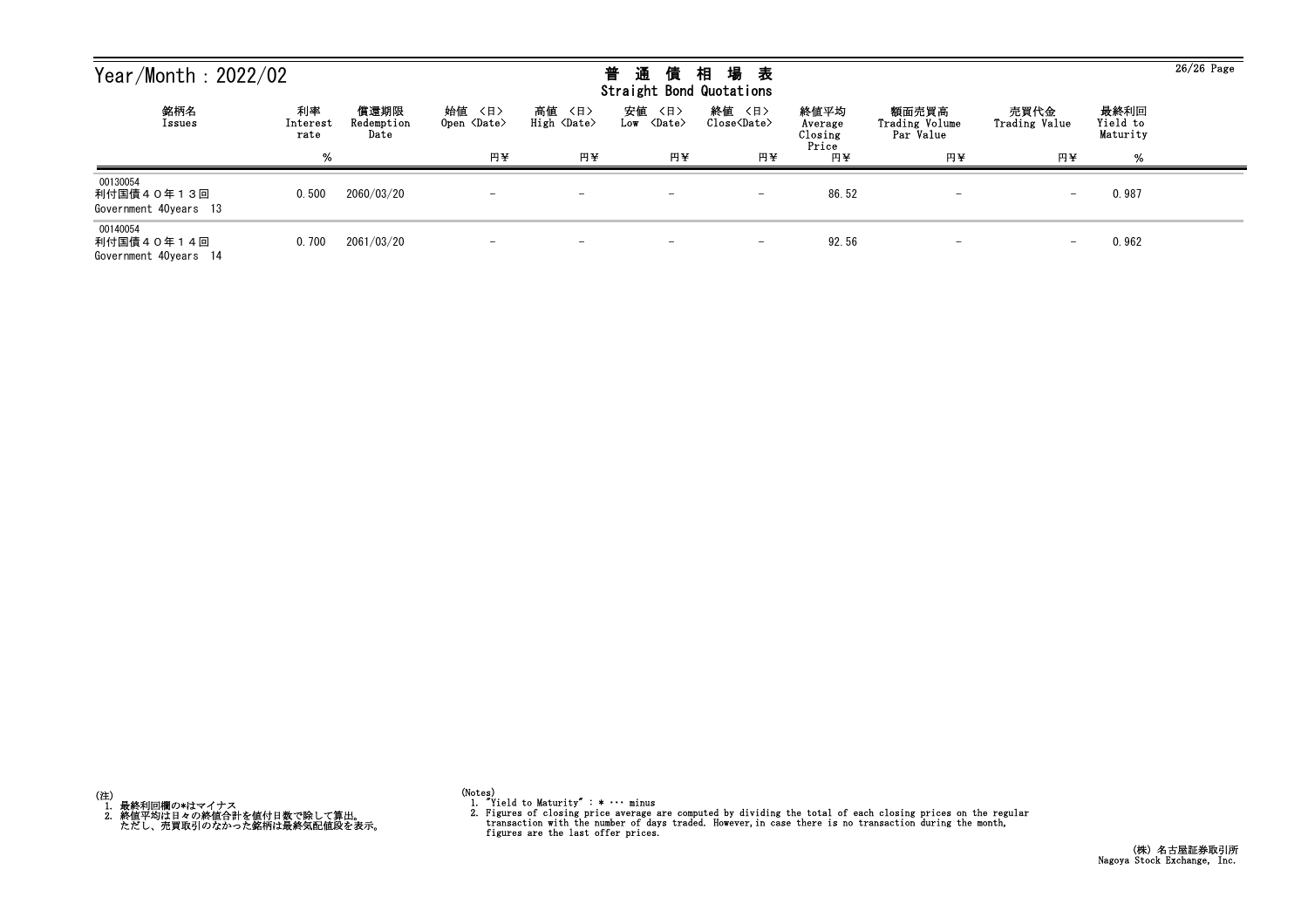Year/Month : 2022/02

# 普 通 債 相 場 表
## Straight Bond Quotations

| 銘柄名 Issues | 利率 Interest rate | 償還期限 Redemption Date | 始値 <日> Open <Date> | 高値 <日> High <Date> | 安値 <日> Low <Date> | 終値 <日> Close<Date> | 終値平均 Average Closing Price | 額面売買高 Trading Volume Par Value | 売買代金 Trading Value | 最終利回 Yield to Maturity |
|---|---|---|---|---|---|---|---|---|---|---|
| | % | | 円¥ | 円¥ | 円¥ | 円¥ | 円¥ | 円¥ | 円¥ | % |
| 00130054 利付国債４０年１３回 Government 40years 13 | 0.500 | 2060/03/20 | − | − | − | − | 86.52 | − | − | 0.987 |
| 00140054 利付国債４０年１４回 Government 40years 14 | 0.700 | 2061/03/20 | − | − | − | − | 92.56 | − | − | 0.962 |

(注)
1. 最終利回欄の*はマイナス
2. 終値平均は日々の終値合計を値付日数で除して算出。
   ただし、売買取引のなかった銘柄は最終気配値段を表示。

(Notes)
1. "Yield to Maturity" : * ··· minus
2. Figures of closing price average are computed by dividing the total of each closing prices on the regular transaction with the number of days traded. However,in case there is no transaction during the month, figures are the last offer prices.

(株) 名古屋証券取引所
Nagoya Stock Exchange, Inc.